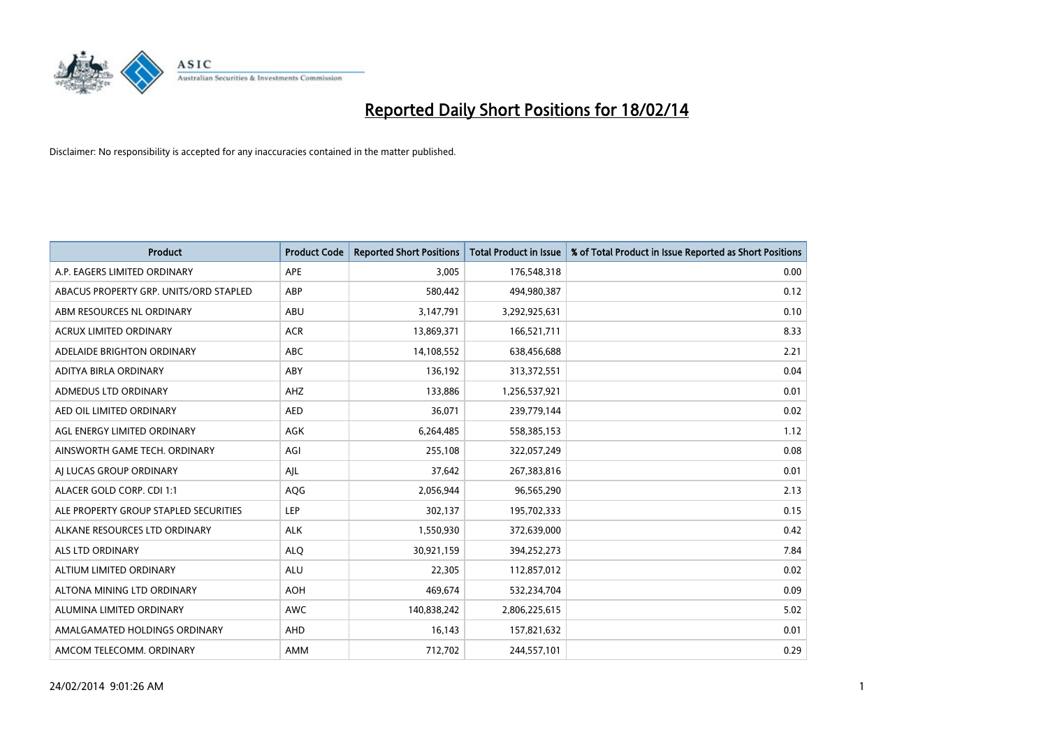# Reported Daily Short Positions for 18/02/14

Disclaimer: No responsibility is accepted for any inaccuracies contained in the matter published.

| Product | Product Code | Reported Short Positions | Total Product in Issue | % of Total Product in Issue Reported as Short Positions |
|---|---|---|---|---|
| A.P. EAGERS LIMITED ORDINARY | APE | 3,005 | 176,548,318 | 0.00 |
| ABACUS PROPERTY GRP. UNITS/ORD STAPLED | ABP | 580,442 | 494,980,387 | 0.12 |
| ABM RESOURCES NL ORDINARY | ABU | 3,147,791 | 3,292,925,631 | 0.10 |
| ACRUX LIMITED ORDINARY | ACR | 13,869,371 | 166,521,711 | 8.33 |
| ADELAIDE BRIGHTON ORDINARY | ABC | 14,108,552 | 638,456,688 | 2.21 |
| ADITYA BIRLA ORDINARY | ABY | 136,192 | 313,372,551 | 0.04 |
| ADMEDUS LTD ORDINARY | AHZ | 133,886 | 1,256,537,921 | 0.01 |
| AED OIL LIMITED ORDINARY | AED | 36,071 | 239,779,144 | 0.02 |
| AGL ENERGY LIMITED ORDINARY | AGK | 6,264,485 | 558,385,153 | 1.12 |
| AINSWORTH GAME TECH. ORDINARY | AGI | 255,108 | 322,057,249 | 0.08 |
| AJ LUCAS GROUP ORDINARY | AJL | 37,642 | 267,383,816 | 0.01 |
| ALACER GOLD CORP. CDI 1:1 | AQG | 2,056,944 | 96,565,290 | 2.13 |
| ALE PROPERTY GROUP STAPLED SECURITIES | LEP | 302,137 | 195,702,333 | 0.15 |
| ALKANE RESOURCES LTD ORDINARY | ALK | 1,550,930 | 372,639,000 | 0.42 |
| ALS LTD ORDINARY | ALQ | 30,921,159 | 394,252,273 | 7.84 |
| ALTIUM LIMITED ORDINARY | ALU | 22,305 | 112,857,012 | 0.02 |
| ALTONA MINING LTD ORDINARY | AOH | 469,674 | 532,234,704 | 0.09 |
| ALUMINA LIMITED ORDINARY | AWC | 140,838,242 | 2,806,225,615 | 5.02 |
| AMALGAMATED HOLDINGS ORDINARY | AHD | 16,143 | 157,821,632 | 0.01 |
| AMCOM TELECOMM. ORDINARY | AMM | 712,702 | 244,557,101 | 0.29 |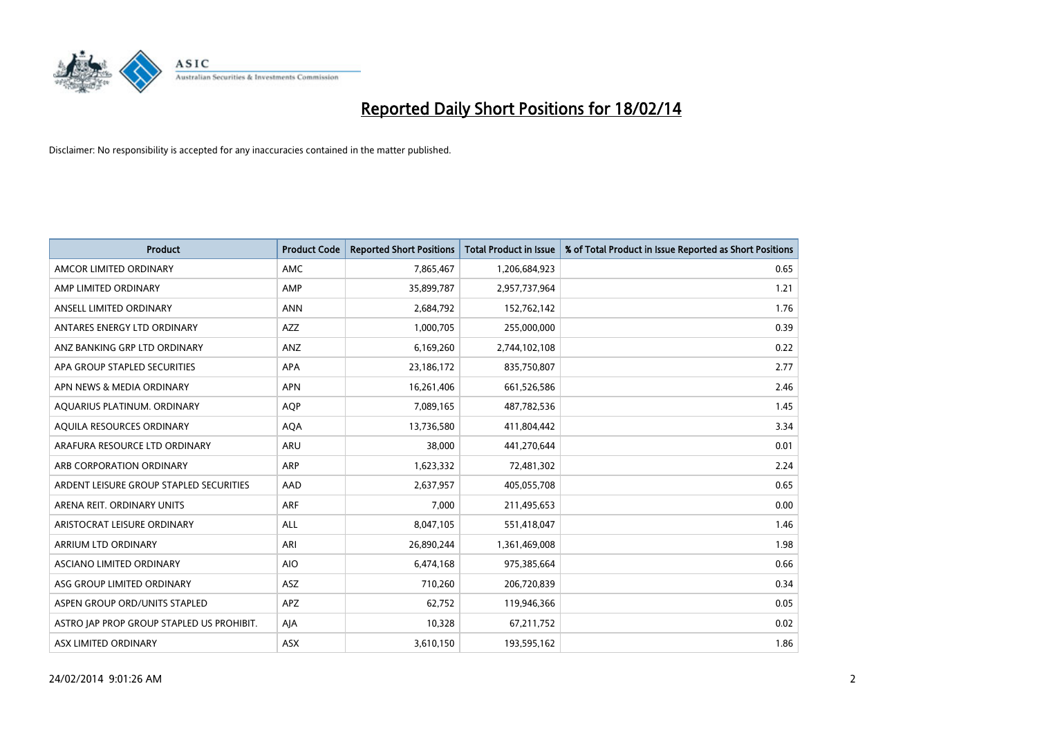# Reported Daily Short Positions for 18/02/14

Disclaimer: No responsibility is accepted for any inaccuracies contained in the matter published.

| Product | Product Code | Reported Short Positions | Total Product in Issue | % of Total Product in Issue Reported as Short Positions |
|---|---|---|---|---|
| AMCOR LIMITED ORDINARY | AMC | 7,865,467 | 1,206,684,923 | 0.65 |
| AMP LIMITED ORDINARY | AMP | 35,899,787 | 2,957,737,964 | 1.21 |
| ANSELL LIMITED ORDINARY | ANN | 2,684,792 | 152,762,142 | 1.76 |
| ANTARES ENERGY LTD ORDINARY | AZZ | 1,000,705 | 255,000,000 | 0.39 |
| ANZ BANKING GRP LTD ORDINARY | ANZ | 6,169,260 | 2,744,102,108 | 0.22 |
| APA GROUP STAPLED SECURITIES | APA | 23,186,172 | 835,750,807 | 2.77 |
| APN NEWS & MEDIA ORDINARY | APN | 16,261,406 | 661,526,586 | 2.46 |
| AQUARIUS PLATINUM. ORDINARY | AQP | 7,089,165 | 487,782,536 | 1.45 |
| AQUILA RESOURCES ORDINARY | AQA | 13,736,580 | 411,804,442 | 3.34 |
| ARAFURA RESOURCE LTD ORDINARY | ARU | 38,000 | 441,270,644 | 0.01 |
| ARB CORPORATION ORDINARY | ARP | 1,623,332 | 72,481,302 | 2.24 |
| ARDENT LEISURE GROUP STAPLED SECURITIES | AAD | 2,637,957 | 405,055,708 | 0.65 |
| ARENA REIT. ORDINARY UNITS | ARF | 7,000 | 211,495,653 | 0.00 |
| ARISTOCRAT LEISURE ORDINARY | ALL | 8,047,105 | 551,418,047 | 1.46 |
| ARRIUM LTD ORDINARY | ARI | 26,890,244 | 1,361,469,008 | 1.98 |
| ASCIANO LIMITED ORDINARY | AIO | 6,474,168 | 975,385,664 | 0.66 |
| ASG GROUP LIMITED ORDINARY | ASZ | 710,260 | 206,720,839 | 0.34 |
| ASPEN GROUP ORD/UNITS STAPLED | APZ | 62,752 | 119,946,366 | 0.05 |
| ASTRO JAP PROP GROUP STAPLED US PROHIBIT. | AJA | 10,328 | 67,211,752 | 0.02 |
| ASX LIMITED ORDINARY | ASX | 3,610,150 | 193,595,162 | 1.86 |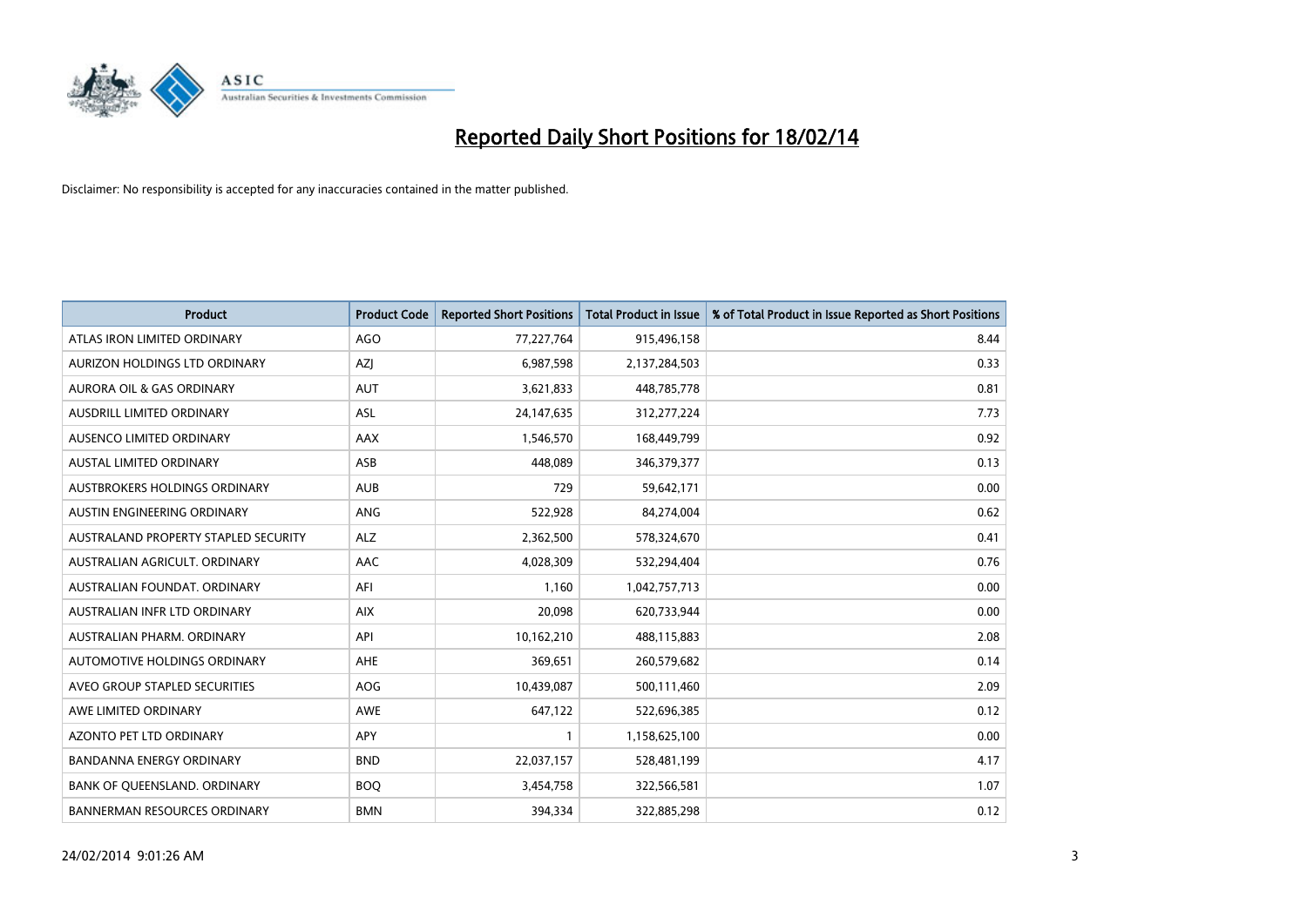# Reported Daily Short Positions for 18/02/14

Disclaimer: No responsibility is accepted for any inaccuracies contained in the matter published.

| Product | Product Code | Reported Short Positions | Total Product in Issue | % of Total Product in Issue Reported as Short Positions |
|---|---|---|---|---|
| ATLAS IRON LIMITED ORDINARY | AGO | 77,227,764 | 915,496,158 | 8.44 |
| AURIZON HOLDINGS LTD ORDINARY | AZJ | 6,987,598 | 2,137,284,503 | 0.33 |
| AURORA OIL & GAS ORDINARY | AUT | 3,621,833 | 448,785,778 | 0.81 |
| AUSDRILL LIMITED ORDINARY | ASL | 24,147,635 | 312,277,224 | 7.73 |
| AUSENCO LIMITED ORDINARY | AAX | 1,546,570 | 168,449,799 | 0.92 |
| AUSTAL LIMITED ORDINARY | ASB | 448,089 | 346,379,377 | 0.13 |
| AUSTBROKERS HOLDINGS ORDINARY | AUB | 729 | 59,642,171 | 0.00 |
| AUSTIN ENGINEERING ORDINARY | ANG | 522,928 | 84,274,004 | 0.62 |
| AUSTRALAND PROPERTY STAPLED SECURITY | ALZ | 2,362,500 | 578,324,670 | 0.41 |
| AUSTRALIAN AGRICULT. ORDINARY | AAC | 4,028,309 | 532,294,404 | 0.76 |
| AUSTRALIAN FOUNDAT. ORDINARY | AFI | 1,160 | 1,042,757,713 | 0.00 |
| AUSTRALIAN INFR LTD ORDINARY | AIX | 20,098 | 620,733,944 | 0.00 |
| AUSTRALIAN PHARM. ORDINARY | API | 10,162,210 | 488,115,883 | 2.08 |
| AUTOMOTIVE HOLDINGS ORDINARY | AHE | 369,651 | 260,579,682 | 0.14 |
| AVEO GROUP STAPLED SECURITIES | AOG | 10,439,087 | 500,111,460 | 2.09 |
| AWE LIMITED ORDINARY | AWE | 647,122 | 522,696,385 | 0.12 |
| AZONTO PET LTD ORDINARY | APY | 1 | 1,158,625,100 | 0.00 |
| BANDANNA ENERGY ORDINARY | BND | 22,037,157 | 528,481,199 | 4.17 |
| BANK OF QUEENSLAND. ORDINARY | BOQ | 3,454,758 | 322,566,581 | 1.07 |
| BANNERMAN RESOURCES ORDINARY | BMN | 394,334 | 322,885,298 | 0.12 |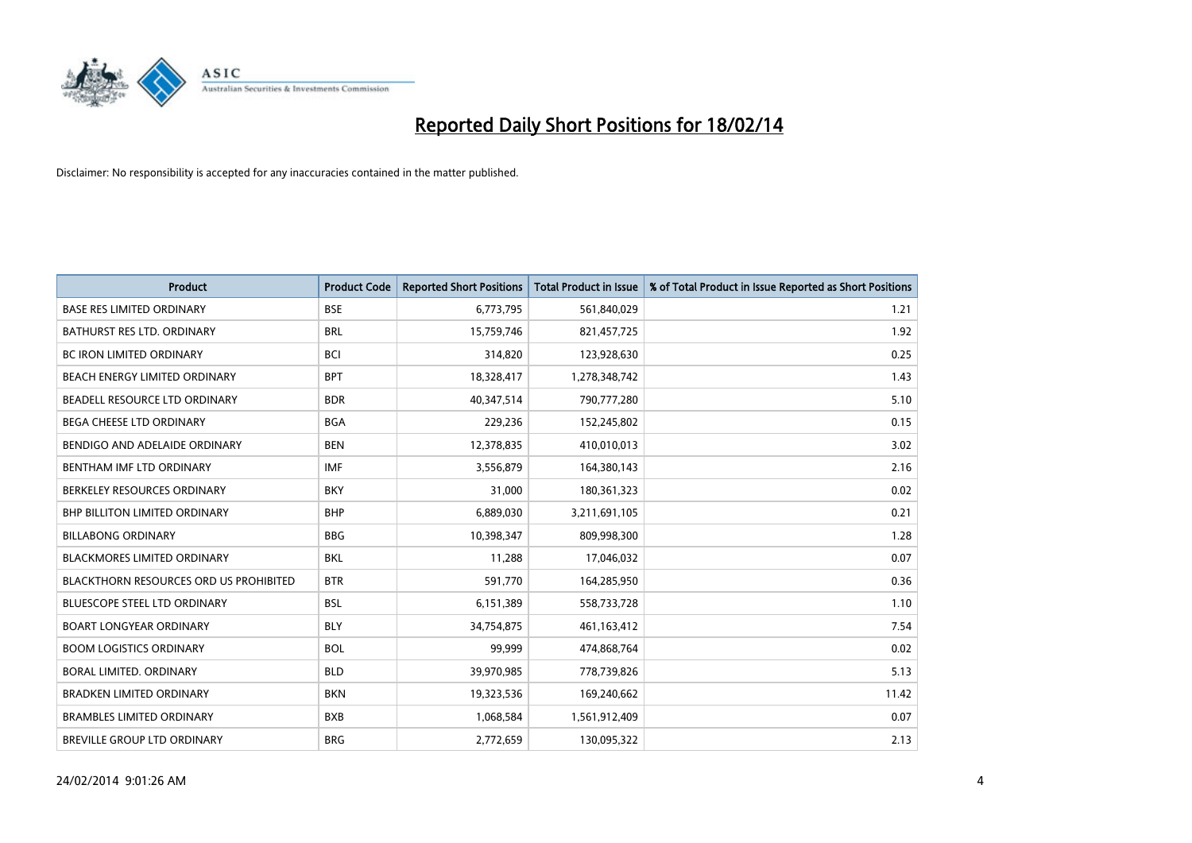# Reported Daily Short Positions for 18/02/14

Disclaimer: No responsibility is accepted for any inaccuracies contained in the matter published.

| Product | Product Code | Reported Short Positions | Total Product in Issue | % of Total Product in Issue Reported as Short Positions |
|---|---|---|---|---|
| BASE RES LIMITED ORDINARY | BSE | 6,773,795 | 561,840,029 | 1.21 |
| BATHURST RES LTD. ORDINARY | BRL | 15,759,746 | 821,457,725 | 1.92 |
| BC IRON LIMITED ORDINARY | BCI | 314,820 | 123,928,630 | 0.25 |
| BEACH ENERGY LIMITED ORDINARY | BPT | 18,328,417 | 1,278,348,742 | 1.43 |
| BEADELL RESOURCE LTD ORDINARY | BDR | 40,347,514 | 790,777,280 | 5.10 |
| BEGA CHEESE LTD ORDINARY | BGA | 229,236 | 152,245,802 | 0.15 |
| BENDIGO AND ADELAIDE ORDINARY | BEN | 12,378,835 | 410,010,013 | 3.02 |
| BENTHAM IMF LTD ORDINARY | IMF | 3,556,879 | 164,380,143 | 2.16 |
| BERKELEY RESOURCES ORDINARY | BKY | 31,000 | 180,361,323 | 0.02 |
| BHP BILLITON LIMITED ORDINARY | BHP | 6,889,030 | 3,211,691,105 | 0.21 |
| BILLABONG ORDINARY | BBG | 10,398,347 | 809,998,300 | 1.28 |
| BLACKMORES LIMITED ORDINARY | BKL | 11,288 | 17,046,032 | 0.07 |
| BLACKTHORN RESOURCES ORD US PROHIBITED | BTR | 591,770 | 164,285,950 | 0.36 |
| BLUESCOPE STEEL LTD ORDINARY | BSL | 6,151,389 | 558,733,728 | 1.10 |
| BOART LONGYEAR ORDINARY | BLY | 34,754,875 | 461,163,412 | 7.54 |
| BOOM LOGISTICS ORDINARY | BOL | 99,999 | 474,868,764 | 0.02 |
| BORAL LIMITED. ORDINARY | BLD | 39,970,985 | 778,739,826 | 5.13 |
| BRADKEN LIMITED ORDINARY | BKN | 19,323,536 | 169,240,662 | 11.42 |
| BRAMBLES LIMITED ORDINARY | BXB | 1,068,584 | 1,561,912,409 | 0.07 |
| BREVILLE GROUP LTD ORDINARY | BRG | 2,772,659 | 130,095,322 | 2.13 |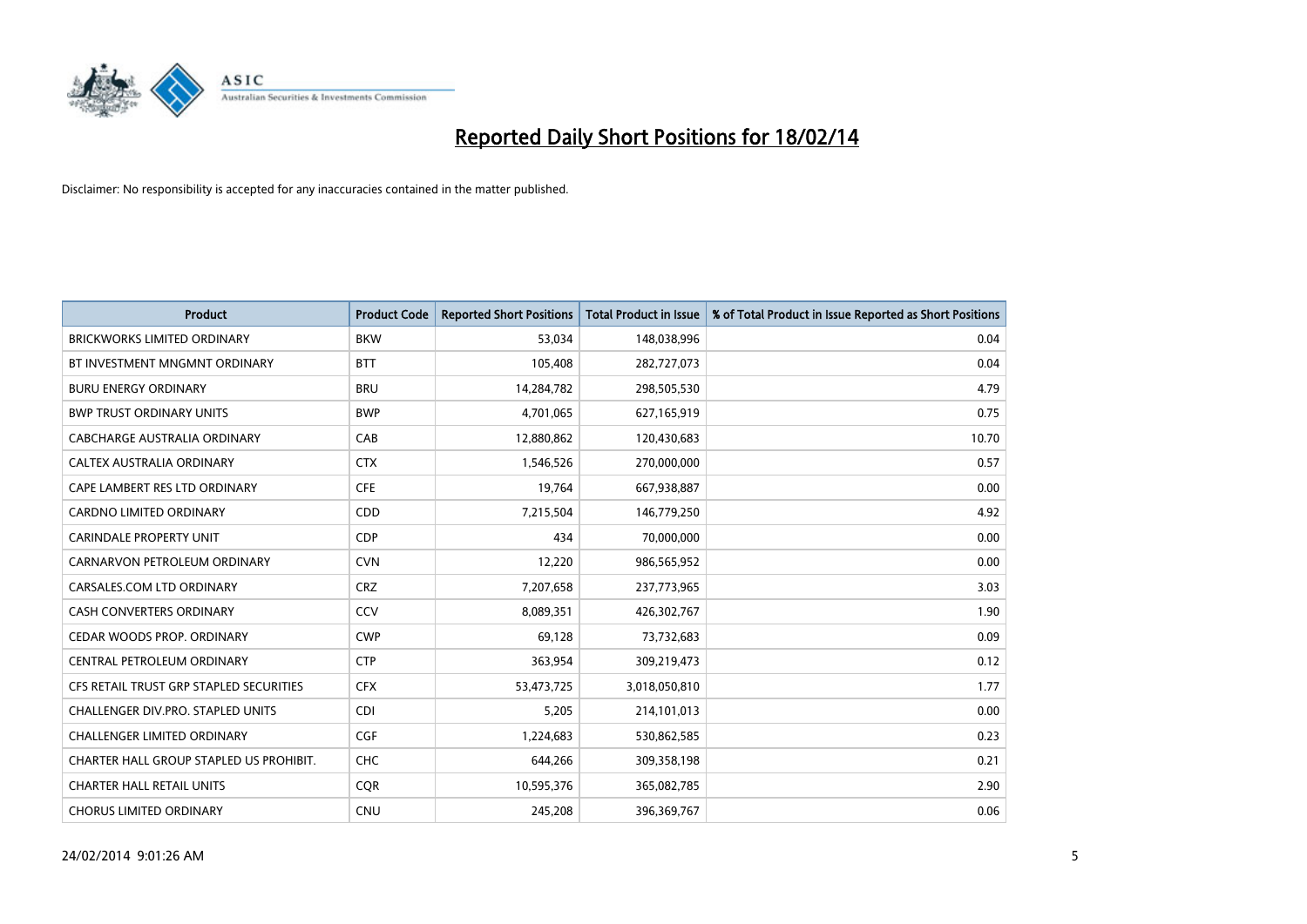# Reported Daily Short Positions for 18/02/14

Disclaimer: No responsibility is accepted for any inaccuracies contained in the matter published.

| Product | Product Code | Reported Short Positions | Total Product in Issue | % of Total Product in Issue Reported as Short Positions |
|---|---|---|---|---|
| BRICKWORKS LIMITED ORDINARY | BKW | 53,034 | 148,038,996 | 0.04 |
| BT INVESTMENT MNGMNT ORDINARY | BTT | 105,408 | 282,727,073 | 0.04 |
| BURU ENERGY ORDINARY | BRU | 14,284,782 | 298,505,530 | 4.79 |
| BWP TRUST ORDINARY UNITS | BWP | 4,701,065 | 627,165,919 | 0.75 |
| CABCHARGE AUSTRALIA ORDINARY | CAB | 12,880,862 | 120,430,683 | 10.70 |
| CALTEX AUSTRALIA ORDINARY | CTX | 1,546,526 | 270,000,000 | 0.57 |
| CAPE LAMBERT RES LTD ORDINARY | CFE | 19,764 | 667,938,887 | 0.00 |
| CARDNO LIMITED ORDINARY | CDD | 7,215,504 | 146,779,250 | 4.92 |
| CARINDALE PROPERTY UNIT | CDP | 434 | 70,000,000 | 0.00 |
| CARNARVON PETROLEUM ORDINARY | CVN | 12,220 | 986,565,952 | 0.00 |
| CARSALES.COM LTD ORDINARY | CRZ | 7,207,658 | 237,773,965 | 3.03 |
| CASH CONVERTERS ORDINARY | CCV | 8,089,351 | 426,302,767 | 1.90 |
| CEDAR WOODS PROP. ORDINARY | CWP | 69,128 | 73,732,683 | 0.09 |
| CENTRAL PETROLEUM ORDINARY | CTP | 363,954 | 309,219,473 | 0.12 |
| CFS RETAIL TRUST GRP STAPLED SECURITIES | CFX | 53,473,725 | 3,018,050,810 | 1.77 |
| CHALLENGER DIV.PRO. STAPLED UNITS | CDI | 5,205 | 214,101,013 | 0.00 |
| CHALLENGER LIMITED ORDINARY | CGF | 1,224,683 | 530,862,585 | 0.23 |
| CHARTER HALL GROUP STAPLED US PROHIBIT. | CHC | 644,266 | 309,358,198 | 0.21 |
| CHARTER HALL RETAIL UNITS | CQR | 10,595,376 | 365,082,785 | 2.90 |
| CHORUS LIMITED ORDINARY | CNU | 245,208 | 396,369,767 | 0.06 |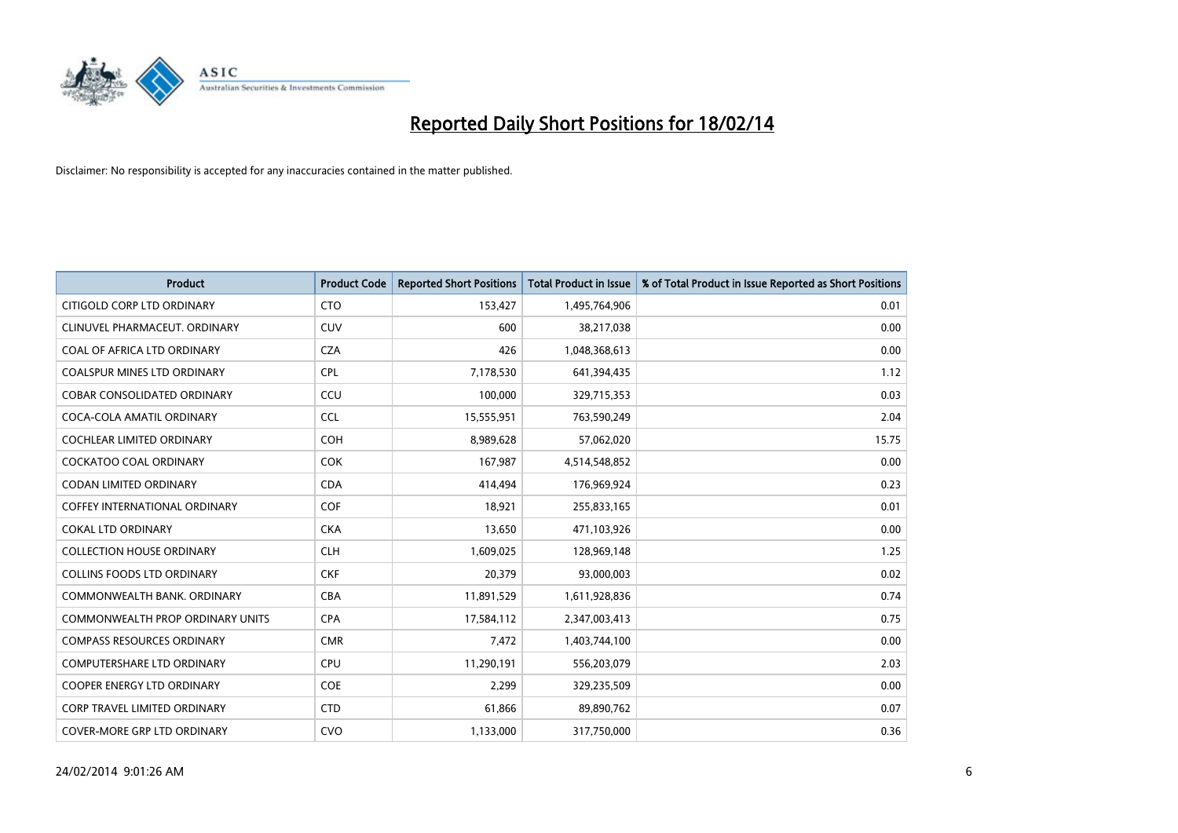# Reported Daily Short Positions for 18/02/14

Disclaimer: No responsibility is accepted for any inaccuracies contained in the matter published.

| Product | Product Code | Reported Short Positions | Total Product in Issue | % of Total Product in Issue Reported as Short Positions |
|---|---|---|---|---|
| CITIGOLD CORP LTD ORDINARY | CTO | 153,427 | 1,495,764,906 | 0.01 |
| CLINUVEL PHARMACEUT. ORDINARY | CUV | 600 | 38,217,038 | 0.00 |
| COAL OF AFRICA LTD ORDINARY | CZA | 426 | 1,048,368,613 | 0.00 |
| COALSPUR MINES LTD ORDINARY | CPL | 7,178,530 | 641,394,435 | 1.12 |
| COBAR CONSOLIDATED ORDINARY | CCU | 100,000 | 329,715,353 | 0.03 |
| COCA-COLA AMATIL ORDINARY | CCL | 15,555,951 | 763,590,249 | 2.04 |
| COCHLEAR LIMITED ORDINARY | COH | 8,989,628 | 57,062,020 | 15.75 |
| COCKATOO COAL ORDINARY | COK | 167,987 | 4,514,548,852 | 0.00 |
| CODAN LIMITED ORDINARY | CDA | 414,494 | 176,969,924 | 0.23 |
| COFFEY INTERNATIONAL ORDINARY | COF | 18,921 | 255,833,165 | 0.01 |
| COKAL LTD ORDINARY | CKA | 13,650 | 471,103,926 | 0.00 |
| COLLECTION HOUSE ORDINARY | CLH | 1,609,025 | 128,969,148 | 1.25 |
| COLLINS FOODS LTD ORDINARY | CKF | 20,379 | 93,000,003 | 0.02 |
| COMMONWEALTH BANK. ORDINARY | CBA | 11,891,529 | 1,611,928,836 | 0.74 |
| COMMONWEALTH PROP ORDINARY UNITS | CPA | 17,584,112 | 2,347,003,413 | 0.75 |
| COMPASS RESOURCES ORDINARY | CMR | 7,472 | 1,403,744,100 | 0.00 |
| COMPUTERSHARE LTD ORDINARY | CPU | 11,290,191 | 556,203,079 | 2.03 |
| COOPER ENERGY LTD ORDINARY | COE | 2,299 | 329,235,509 | 0.00 |
| CORP TRAVEL LIMITED ORDINARY | CTD | 61,866 | 89,890,762 | 0.07 |
| COVER-MORE GRP LTD ORDINARY | CVO | 1,133,000 | 317,750,000 | 0.36 |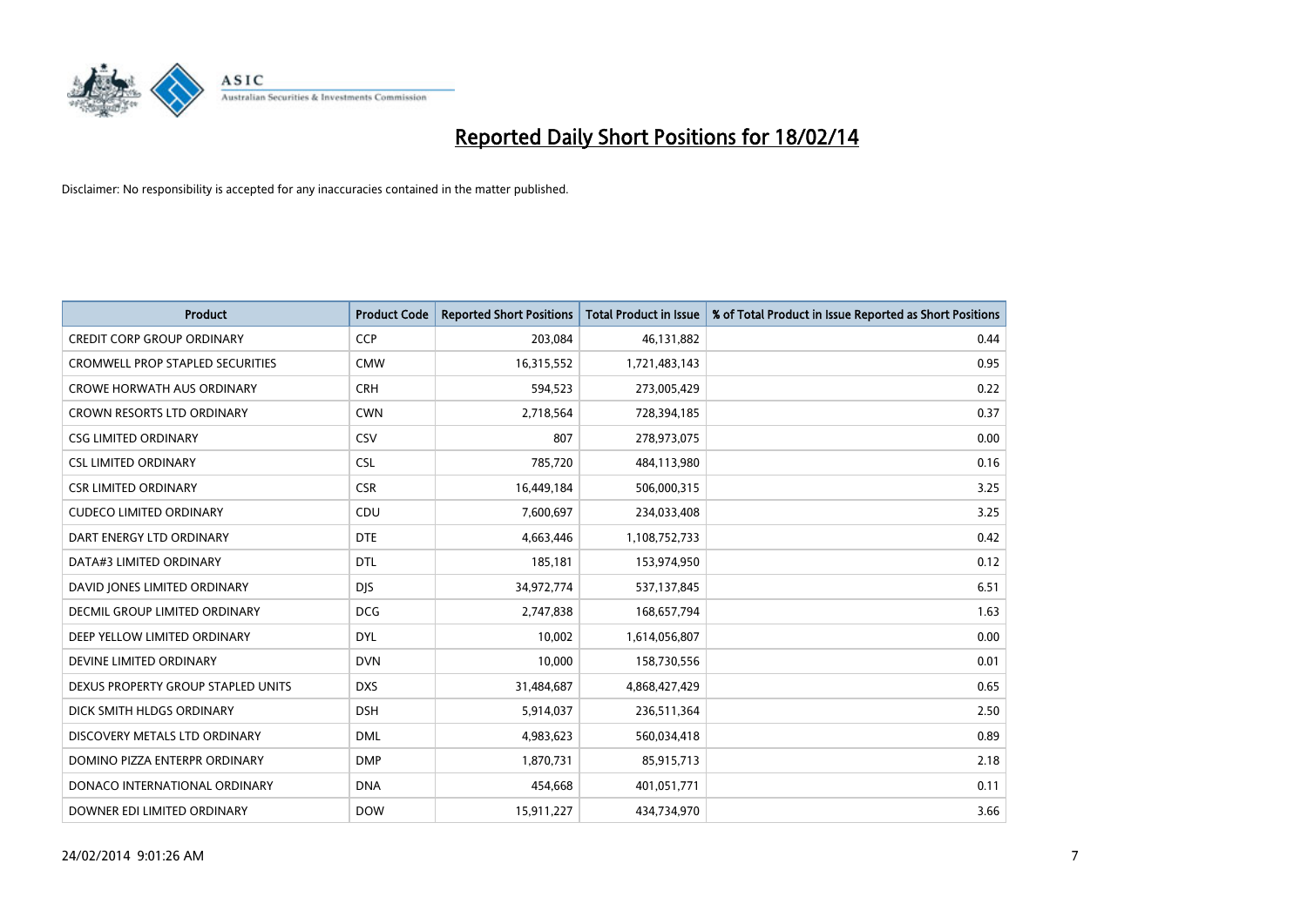# Reported Daily Short Positions for 18/02/14

Disclaimer: No responsibility is accepted for any inaccuracies contained in the matter published.

| Product | Product Code | Reported Short Positions | Total Product in Issue | % of Total Product in Issue Reported as Short Positions |
|---|---|---|---|---|
| CREDIT CORP GROUP ORDINARY | CCP | 203,084 | 46,131,882 | 0.44 |
| CROMWELL PROP STAPLED SECURITIES | CMW | 16,315,552 | 1,721,483,143 | 0.95 |
| CROWE HORWATH AUS ORDINARY | CRH | 594,523 | 273,005,429 | 0.22 |
| CROWN RESORTS LTD ORDINARY | CWN | 2,718,564 | 728,394,185 | 0.37 |
| CSG LIMITED ORDINARY | CSV | 807 | 278,973,075 | 0.00 |
| CSL LIMITED ORDINARY | CSL | 785,720 | 484,113,980 | 0.16 |
| CSR LIMITED ORDINARY | CSR | 16,449,184 | 506,000,315 | 3.25 |
| CUDECO LIMITED ORDINARY | CDU | 7,600,697 | 234,033,408 | 3.25 |
| DART ENERGY LTD ORDINARY | DTE | 4,663,446 | 1,108,752,733 | 0.42 |
| DATA#3 LIMITED ORDINARY | DTL | 185,181 | 153,974,950 | 0.12 |
| DAVID JONES LIMITED ORDINARY | DJS | 34,972,774 | 537,137,845 | 6.51 |
| DECMIL GROUP LIMITED ORDINARY | DCG | 2,747,838 | 168,657,794 | 1.63 |
| DEEP YELLOW LIMITED ORDINARY | DYL | 10,002 | 1,614,056,807 | 0.00 |
| DEVINE LIMITED ORDINARY | DVN | 10,000 | 158,730,556 | 0.01 |
| DEXUS PROPERTY GROUP STAPLED UNITS | DXS | 31,484,687 | 4,868,427,429 | 0.65 |
| DICK SMITH HLDGS ORDINARY | DSH | 5,914,037 | 236,511,364 | 2.50 |
| DISCOVERY METALS LTD ORDINARY | DML | 4,983,623 | 560,034,418 | 0.89 |
| DOMINO PIZZA ENTERPR ORDINARY | DMP | 1,870,731 | 85,915,713 | 2.18 |
| DONACO INTERNATIONAL ORDINARY | DNA | 454,668 | 401,051,771 | 0.11 |
| DOWNER EDI LIMITED ORDINARY | DOW | 15,911,227 | 434,734,970 | 3.66 |

24/02/2014 9:01:26 AM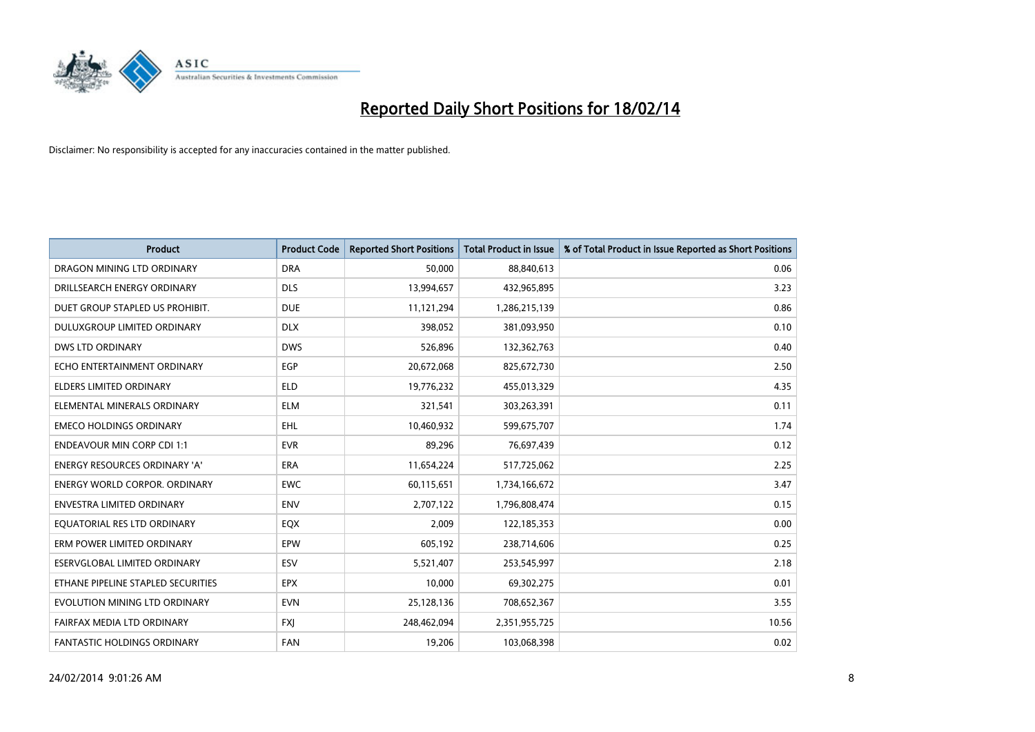# Reported Daily Short Positions for 18/02/14

Disclaimer: No responsibility is accepted for any inaccuracies contained in the matter published.

| Product | Product Code | Reported Short Positions | Total Product in Issue | % of Total Product in Issue Reported as Short Positions |
|---|---|---|---|---|
| DRAGON MINING LTD ORDINARY | DRA | 50,000 | 88,840,613 | 0.06 |
| DRILLSEARCH ENERGY ORDINARY | DLS | 13,994,657 | 432,965,895 | 3.23 |
| DUET GROUP STAPLED US PROHIBIT. | DUE | 11,121,294 | 1,286,215,139 | 0.86 |
| DULUXGROUP LIMITED ORDINARY | DLX | 398,052 | 381,093,950 | 0.10 |
| DWS LTD ORDINARY | DWS | 526,896 | 132,362,763 | 0.40 |
| ECHO ENTERTAINMENT ORDINARY | EGP | 20,672,068 | 825,672,730 | 2.50 |
| ELDERS LIMITED ORDINARY | ELD | 19,776,232 | 455,013,329 | 4.35 |
| ELEMENTAL MINERALS ORDINARY | ELM | 321,541 | 303,263,391 | 0.11 |
| EMECO HOLDINGS ORDINARY | EHL | 10,460,932 | 599,675,707 | 1.74 |
| ENDEAVOUR MIN CORP CDI 1:1 | EVR | 89,296 | 76,697,439 | 0.12 |
| ENERGY RESOURCES ORDINARY 'A' | ERA | 11,654,224 | 517,725,062 | 2.25 |
| ENERGY WORLD CORPOR. ORDINARY | EWC | 60,115,651 | 1,734,166,672 | 3.47 |
| ENVESTRA LIMITED ORDINARY | ENV | 2,707,122 | 1,796,808,474 | 0.15 |
| EQUATORIAL RES LTD ORDINARY | EQX | 2,009 | 122,185,353 | 0.00 |
| ERM POWER LIMITED ORDINARY | EPW | 605,192 | 238,714,606 | 0.25 |
| ESERVGLOBAL LIMITED ORDINARY | ESV | 5,521,407 | 253,545,997 | 2.18 |
| ETHANE PIPELINE STAPLED SECURITIES | EPX | 10,000 | 69,302,275 | 0.01 |
| EVOLUTION MINING LTD ORDINARY | EVN | 25,128,136 | 708,652,367 | 3.55 |
| FAIRFAX MEDIA LTD ORDINARY | FXJ | 248,462,094 | 2,351,955,725 | 10.56 |
| FANTASTIC HOLDINGS ORDINARY | FAN | 19,206 | 103,068,398 | 0.02 |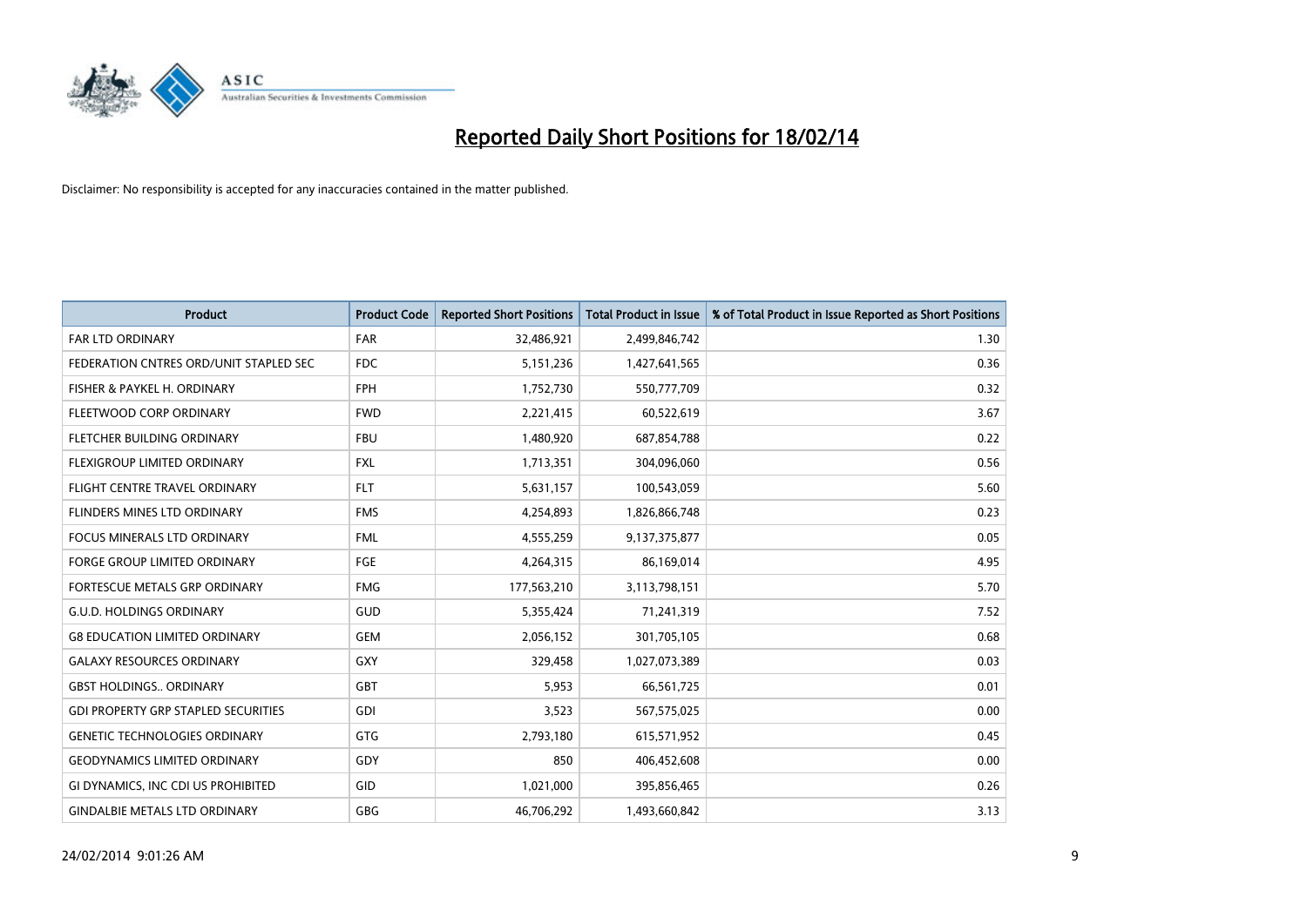# Reported Daily Short Positions for 18/02/14

Disclaimer: No responsibility is accepted for any inaccuracies contained in the matter published.

| Product | Product Code | Reported Short Positions | Total Product in Issue | % of Total Product in Issue Reported as Short Positions |
|---|---|---|---|---|
| FAR LTD ORDINARY | FAR | 32,486,921 | 2,499,846,742 | 1.30 |
| FEDERATION CNTRES ORD/UNIT STAPLED SEC | FDC | 5,151,236 | 1,427,641,565 | 0.36 |
| FISHER & PAYKEL H. ORDINARY | FPH | 1,752,730 | 550,777,709 | 0.32 |
| FLEETWOOD CORP ORDINARY | FWD | 2,221,415 | 60,522,619 | 3.67 |
| FLETCHER BUILDING ORDINARY | FBU | 1,480,920 | 687,854,788 | 0.22 |
| FLEXIGROUP LIMITED ORDINARY | FXL | 1,713,351 | 304,096,060 | 0.56 |
| FLIGHT CENTRE TRAVEL ORDINARY | FLT | 5,631,157 | 100,543,059 | 5.60 |
| FLINDERS MINES LTD ORDINARY | FMS | 4,254,893 | 1,826,866,748 | 0.23 |
| FOCUS MINERALS LTD ORDINARY | FML | 4,555,259 | 9,137,375,877 | 0.05 |
| FORGE GROUP LIMITED ORDINARY | FGE | 4,264,315 | 86,169,014 | 4.95 |
| FORTESCUE METALS GRP ORDINARY | FMG | 177,563,210 | 3,113,798,151 | 5.70 |
| G.U.D. HOLDINGS ORDINARY | GUD | 5,355,424 | 71,241,319 | 7.52 |
| G8 EDUCATION LIMITED ORDINARY | GEM | 2,056,152 | 301,705,105 | 0.68 |
| GALAXY RESOURCES ORDINARY | GXY | 329,458 | 1,027,073,389 | 0.03 |
| GBST HOLDINGS.. ORDINARY | GBT | 5,953 | 66,561,725 | 0.01 |
| GDI PROPERTY GRP STAPLED SECURITIES | GDI | 3,523 | 567,575,025 | 0.00 |
| GENETIC TECHNOLOGIES ORDINARY | GTG | 2,793,180 | 615,571,952 | 0.45 |
| GEODYNAMICS LIMITED ORDINARY | GDY | 850 | 406,452,608 | 0.00 |
| GI DYNAMICS, INC CDI US PROHIBITED | GID | 1,021,000 | 395,856,465 | 0.26 |
| GINDALBIE METALS LTD ORDINARY | GBG | 46,706,292 | 1,493,660,842 | 3.13 |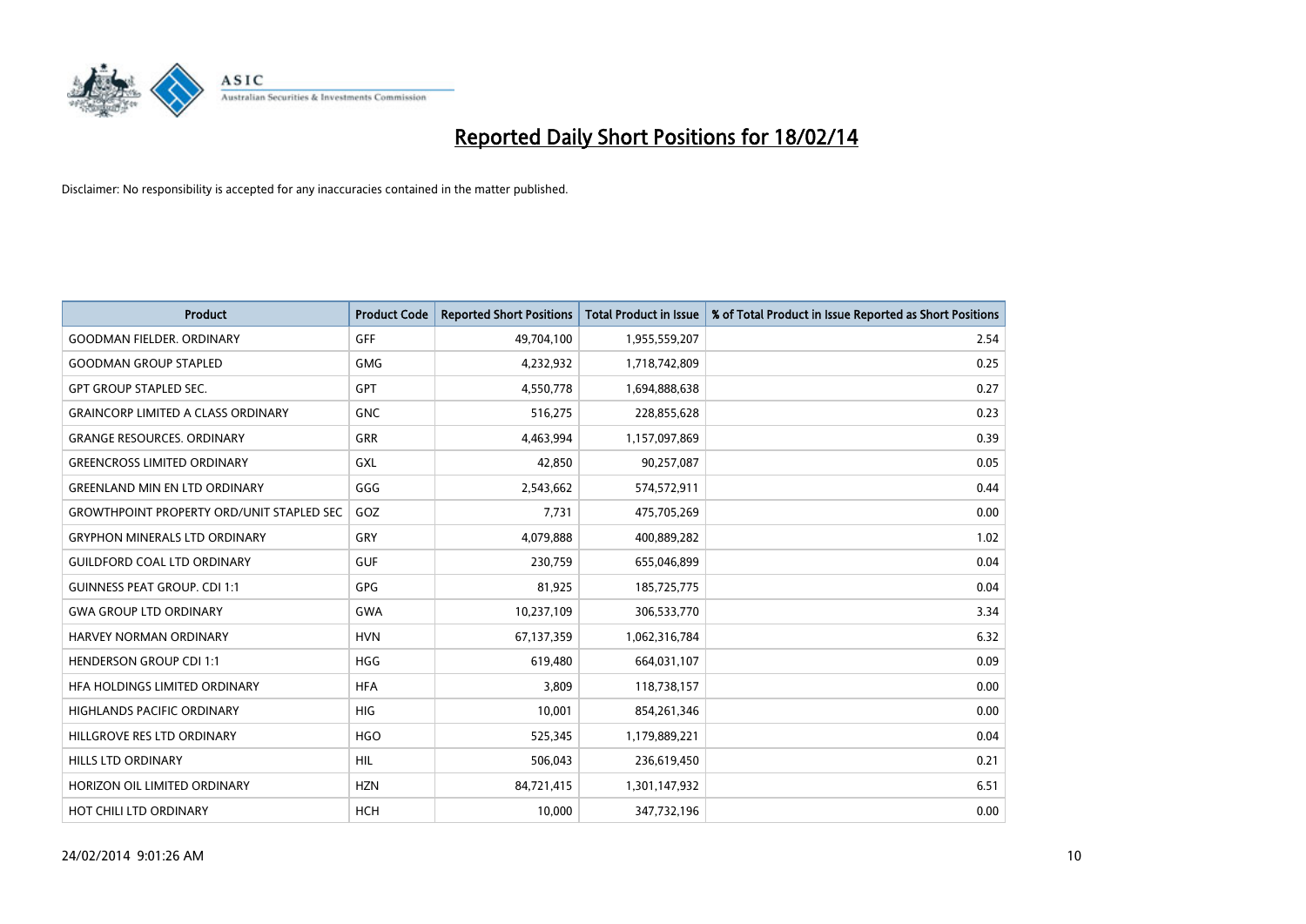# Reported Daily Short Positions for 18/02/14

Disclaimer: No responsibility is accepted for any inaccuracies contained in the matter published.

| Product | Product Code | Reported Short Positions | Total Product in Issue | % of Total Product in Issue Reported as Short Positions |
|---|---|---|---|---|
| GOODMAN FIELDER. ORDINARY | GFF | 49,704,100 | 1,955,559,207 | 2.54 |
| GOODMAN GROUP STAPLED | GMG | 4,232,932 | 1,718,742,809 | 0.25 |
| GPT GROUP STAPLED SEC. | GPT | 4,550,778 | 1,694,888,638 | 0.27 |
| GRAINCORP LIMITED A CLASS ORDINARY | GNC | 516,275 | 228,855,628 | 0.23 |
| GRANGE RESOURCES. ORDINARY | GRR | 4,463,994 | 1,157,097,869 | 0.39 |
| GREENCROSS LIMITED ORDINARY | GXL | 42,850 | 90,257,087 | 0.05 |
| GREENLAND MIN EN LTD ORDINARY | GGG | 2,543,662 | 574,572,911 | 0.44 |
| GROWTHPOINT PROPERTY ORD/UNIT STAPLED SEC | GOZ | 7,731 | 475,705,269 | 0.00 |
| GRYPHON MINERALS LTD ORDINARY | GRY | 4,079,888 | 400,889,282 | 1.02 |
| GUILDFORD COAL LTD ORDINARY | GUF | 230,759 | 655,046,899 | 0.04 |
| GUINNESS PEAT GROUP. CDI 1:1 | GPG | 81,925 | 185,725,775 | 0.04 |
| GWA GROUP LTD ORDINARY | GWA | 10,237,109 | 306,533,770 | 3.34 |
| HARVEY NORMAN ORDINARY | HVN | 67,137,359 | 1,062,316,784 | 6.32 |
| HENDERSON GROUP CDI 1:1 | HGG | 619,480 | 664,031,107 | 0.09 |
| HFA HOLDINGS LIMITED ORDINARY | HFA | 3,809 | 118,738,157 | 0.00 |
| HIGHLANDS PACIFIC ORDINARY | HIG | 10,001 | 854,261,346 | 0.00 |
| HILLGROVE RES LTD ORDINARY | HGO | 525,345 | 1,179,889,221 | 0.04 |
| HILLS LTD ORDINARY | HIL | 506,043 | 236,619,450 | 0.21 |
| HORIZON OIL LIMITED ORDINARY | HZN | 84,721,415 | 1,301,147,932 | 6.51 |
| HOT CHILI LTD ORDINARY | HCH | 10,000 | 347,732,196 | 0.00 |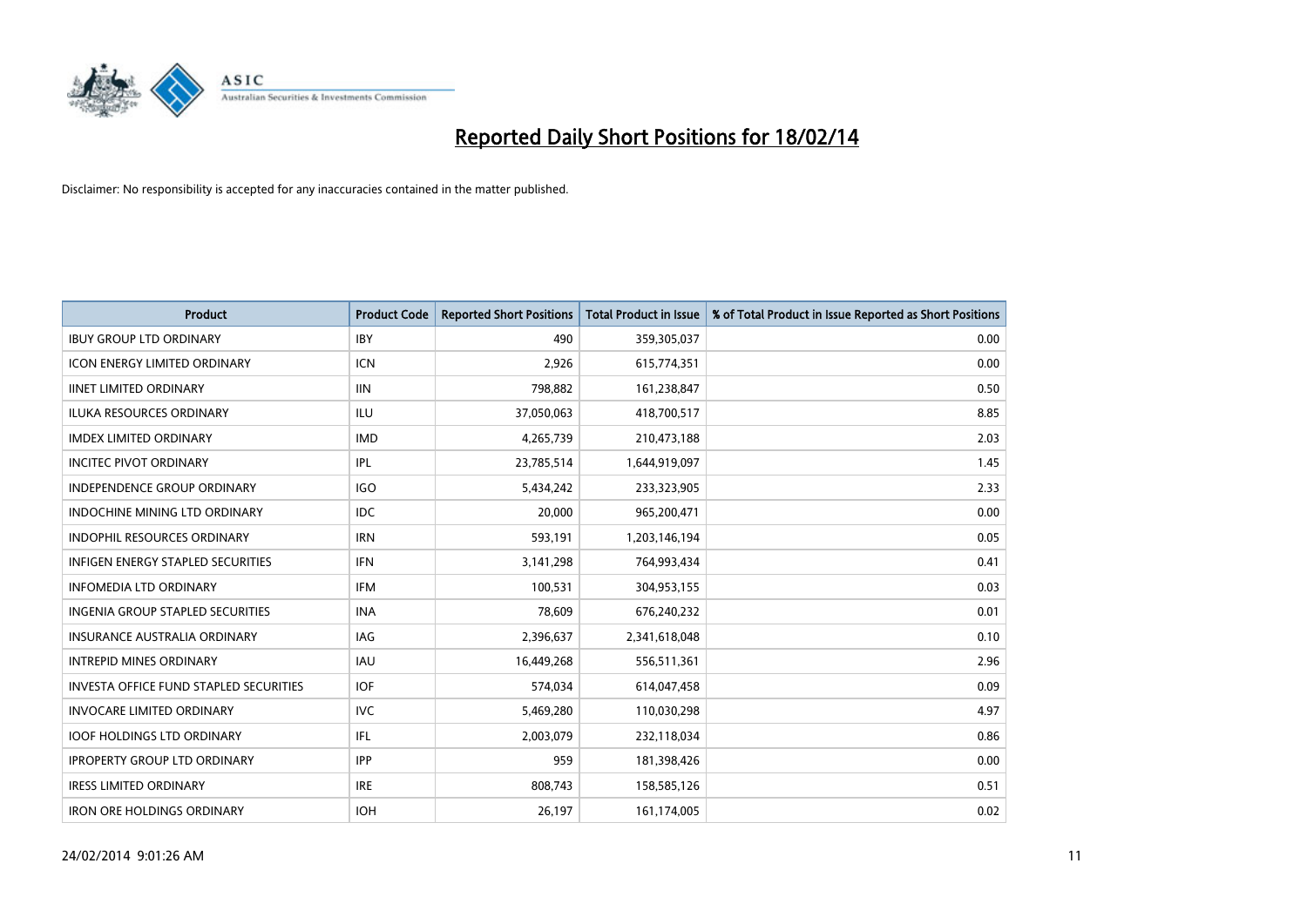# Reported Daily Short Positions for 18/02/14

Disclaimer: No responsibility is accepted for any inaccuracies contained in the matter published.

| Product | Product Code | Reported Short Positions | Total Product in Issue | % of Total Product in Issue Reported as Short Positions |
|---|---|---|---|---|
| IBUY GROUP LTD ORDINARY | IBY | 490 | 359,305,037 | 0.00 |
| ICON ENERGY LIMITED ORDINARY | ICN | 2,926 | 615,774,351 | 0.00 |
| IINET LIMITED ORDINARY | IIN | 798,882 | 161,238,847 | 0.50 |
| ILUKA RESOURCES ORDINARY | ILU | 37,050,063 | 418,700,517 | 8.85 |
| IMDEX LIMITED ORDINARY | IMD | 4,265,739 | 210,473,188 | 2.03 |
| INCITEC PIVOT ORDINARY | IPL | 23,785,514 | 1,644,919,097 | 1.45 |
| INDEPENDENCE GROUP ORDINARY | IGO | 5,434,242 | 233,323,905 | 2.33 |
| INDOCHINE MINING LTD ORDINARY | IDC | 20,000 | 965,200,471 | 0.00 |
| INDOPHIL RESOURCES ORDINARY | IRN | 593,191 | 1,203,146,194 | 0.05 |
| INFIGEN ENERGY STAPLED SECURITIES | IFN | 3,141,298 | 764,993,434 | 0.41 |
| INFOMEDIA LTD ORDINARY | IFM | 100,531 | 304,953,155 | 0.03 |
| INGENIA GROUP STAPLED SECURITIES | INA | 78,609 | 676,240,232 | 0.01 |
| INSURANCE AUSTRALIA ORDINARY | IAG | 2,396,637 | 2,341,618,048 | 0.10 |
| INTREPID MINES ORDINARY | IAU | 16,449,268 | 556,511,361 | 2.96 |
| INVESTA OFFICE FUND STAPLED SECURITIES | IOF | 574,034 | 614,047,458 | 0.09 |
| INVOCARE LIMITED ORDINARY | IVC | 5,469,280 | 110,030,298 | 4.97 |
| IOOF HOLDINGS LTD ORDINARY | IFL | 2,003,079 | 232,118,034 | 0.86 |
| IPROPERTY GROUP LTD ORDINARY | IPP | 959 | 181,398,426 | 0.00 |
| IRESS LIMITED ORDINARY | IRE | 808,743 | 158,585,126 | 0.51 |
| IRON ORE HOLDINGS ORDINARY | IOH | 26,197 | 161,174,005 | 0.02 |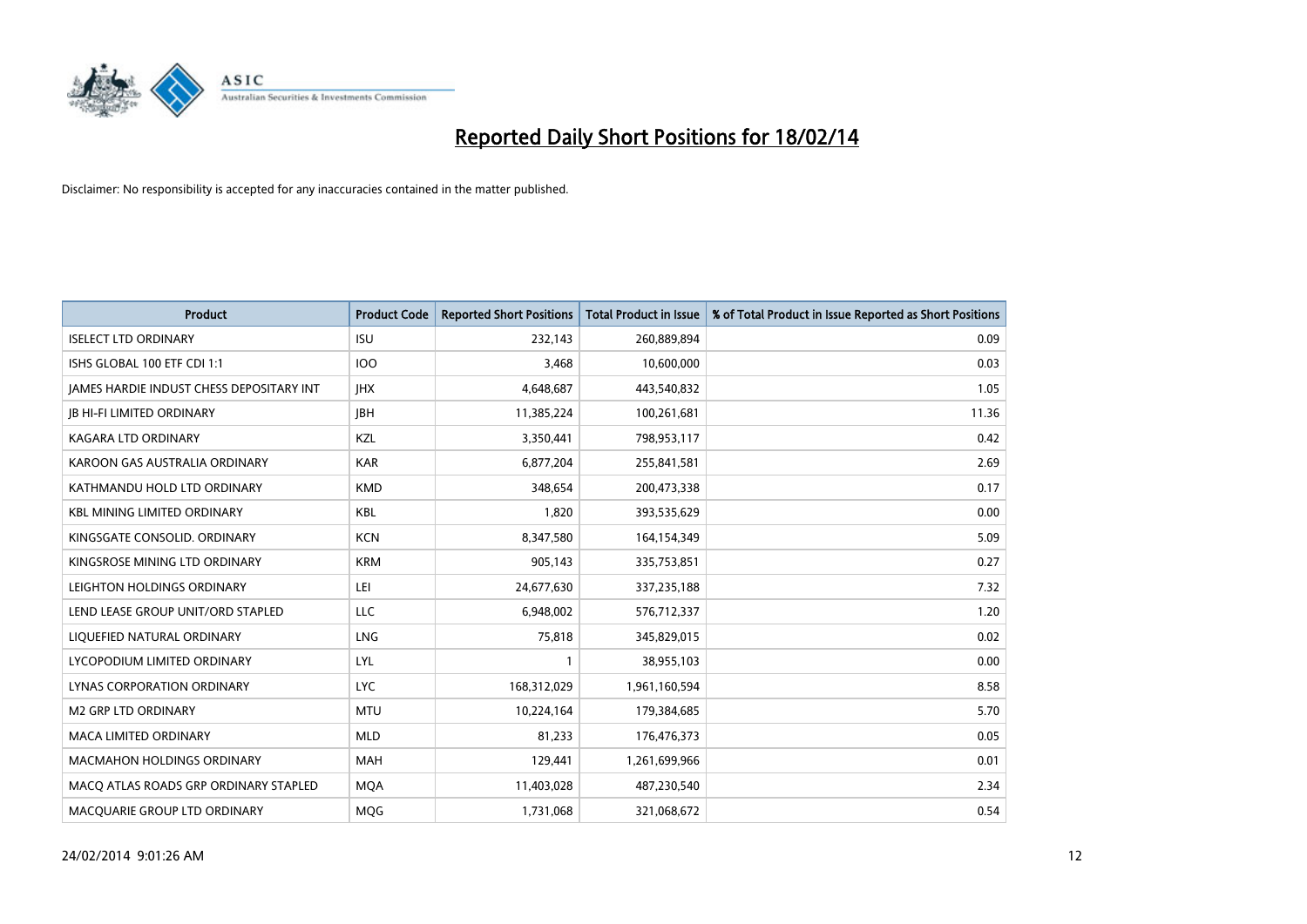# Reported Daily Short Positions for 18/02/14

Disclaimer: No responsibility is accepted for any inaccuracies contained in the matter published.

| Product | Product Code | Reported Short Positions | Total Product in Issue | % of Total Product in Issue Reported as Short Positions |
|---|---|---|---|---|
| ISELECT LTD ORDINARY | ISU | 232,143 | 260,889,894 | 0.09 |
| ISHS GLOBAL 100 ETF CDI 1:1 | IOO | 3,468 | 10,600,000 | 0.03 |
| JAMES HARDIE INDUST CHESS DEPOSITARY INT | JHX | 4,648,687 | 443,540,832 | 1.05 |
| JB HI-FI LIMITED ORDINARY | JBH | 11,385,224 | 100,261,681 | 11.36 |
| KAGARA LTD ORDINARY | KZL | 3,350,441 | 798,953,117 | 0.42 |
| KAROON GAS AUSTRALIA ORDINARY | KAR | 6,877,204 | 255,841,581 | 2.69 |
| KATHMANDU HOLD LTD ORDINARY | KMD | 348,654 | 200,473,338 | 0.17 |
| KBL MINING LIMITED ORDINARY | KBL | 1,820 | 393,535,629 | 0.00 |
| KINGSGATE CONSOLID. ORDINARY | KCN | 8,347,580 | 164,154,349 | 5.09 |
| KINGSROSE MINING LTD ORDINARY | KRM | 905,143 | 335,753,851 | 0.27 |
| LEIGHTON HOLDINGS ORDINARY | LEI | 24,677,630 | 337,235,188 | 7.32 |
| LEND LEASE GROUP UNIT/ORD STAPLED | LLC | 6,948,002 | 576,712,337 | 1.20 |
| LIQUEFIED NATURAL ORDINARY | LNG | 75,818 | 345,829,015 | 0.02 |
| LYCOPODIUM LIMITED ORDINARY | LYL | 1 | 38,955,103 | 0.00 |
| LYNAS CORPORATION ORDINARY | LYC | 168,312,029 | 1,961,160,594 | 8.58 |
| M2 GRP LTD ORDINARY | MTU | 10,224,164 | 179,384,685 | 5.70 |
| MACA LIMITED ORDINARY | MLD | 81,233 | 176,476,373 | 0.05 |
| MACMAHON HOLDINGS ORDINARY | MAH | 129,441 | 1,261,699,966 | 0.01 |
| MACQ ATLAS ROADS GRP ORDINARY STAPLED | MQA | 11,403,028 | 487,230,540 | 2.34 |
| MACQUARIE GROUP LTD ORDINARY | MQG | 1,731,068 | 321,068,672 | 0.54 |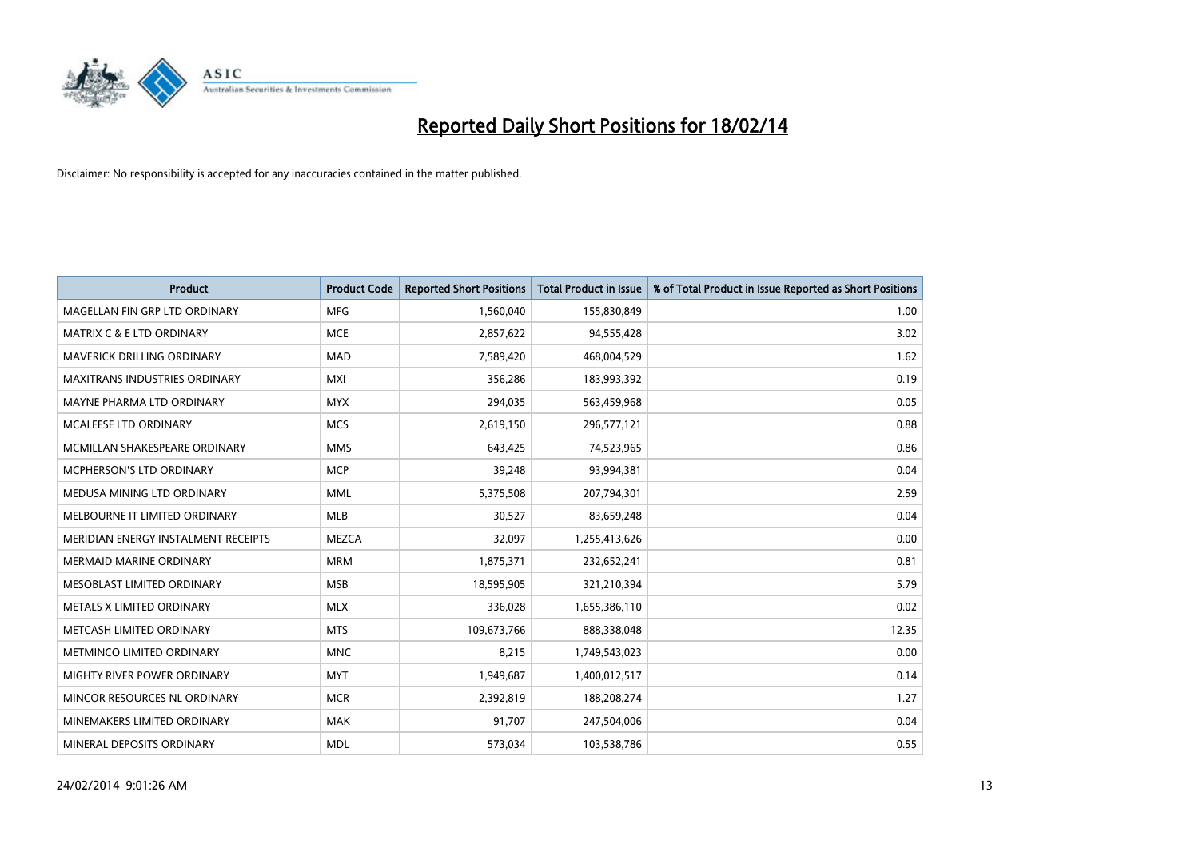# Reported Daily Short Positions for 18/02/14

Disclaimer: No responsibility is accepted for any inaccuracies contained in the matter published.

| Product | Product Code | Reported Short Positions | Total Product in Issue | % of Total Product in Issue Reported as Short Positions |
|---|---|---|---|---|
| MAGELLAN FIN GRP LTD ORDINARY | MFG | 1,560,040 | 155,830,849 | 1.00 |
| MATRIX C & E LTD ORDINARY | MCE | 2,857,622 | 94,555,428 | 3.02 |
| MAVERICK DRILLING ORDINARY | MAD | 7,589,420 | 468,004,529 | 1.62 |
| MAXITRANS INDUSTRIES ORDINARY | MXI | 356,286 | 183,993,392 | 0.19 |
| MAYNE PHARMA LTD ORDINARY | MYX | 294,035 | 563,459,968 | 0.05 |
| MCALEESE LTD ORDINARY | MCS | 2,619,150 | 296,577,121 | 0.88 |
| MCMILLAN SHAKESPEARE ORDINARY | MMS | 643,425 | 74,523,965 | 0.86 |
| MCPHERSON'S LTD ORDINARY | MCP | 39,248 | 93,994,381 | 0.04 |
| MEDUSA MINING LTD ORDINARY | MML | 5,375,508 | 207,794,301 | 2.59 |
| MELBOURNE IT LIMITED ORDINARY | MLB | 30,527 | 83,659,248 | 0.04 |
| MERIDIAN ENERGY INSTALMENT RECEIPTS | MEZCA | 32,097 | 1,255,413,626 | 0.00 |
| MERMAID MARINE ORDINARY | MRM | 1,875,371 | 232,652,241 | 0.81 |
| MESOBLAST LIMITED ORDINARY | MSB | 18,595,905 | 321,210,394 | 5.79 |
| METALS X LIMITED ORDINARY | MLX | 336,028 | 1,655,386,110 | 0.02 |
| METCASH LIMITED ORDINARY | MTS | 109,673,766 | 888,338,048 | 12.35 |
| METMINCO LIMITED ORDINARY | MNC | 8,215 | 1,749,543,023 | 0.00 |
| MIGHTY RIVER POWER ORDINARY | MYT | 1,949,687 | 1,400,012,517 | 0.14 |
| MINCOR RESOURCES NL ORDINARY | MCR | 2,392,819 | 188,208,274 | 1.27 |
| MINEMAKERS LIMITED ORDINARY | MAK | 91,707 | 247,504,006 | 0.04 |
| MINERAL DEPOSITS ORDINARY | MDL | 573,034 | 103,538,786 | 0.55 |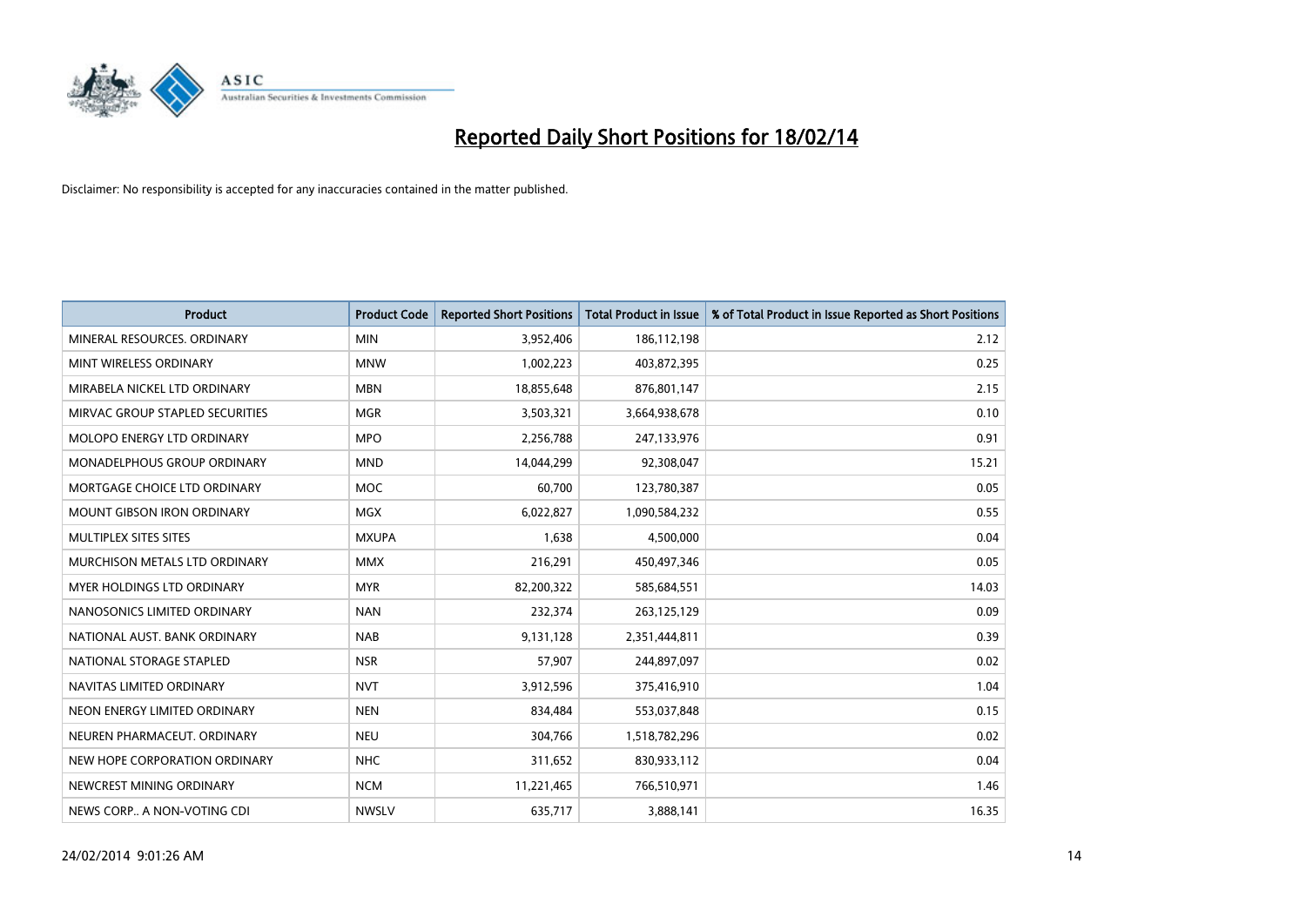# Reported Daily Short Positions for 18/02/14

Disclaimer: No responsibility is accepted for any inaccuracies contained in the matter published.

| Product | Product Code | Reported Short Positions | Total Product in Issue | % of Total Product in Issue Reported as Short Positions |
|---|---|---|---|---|
| MINERAL RESOURCES. ORDINARY | MIN | 3,952,406 | 186,112,198 | 2.12 |
| MINT WIRELESS ORDINARY | MNW | 1,002,223 | 403,872,395 | 0.25 |
| MIRABELA NICKEL LTD ORDINARY | MBN | 18,855,648 | 876,801,147 | 2.15 |
| MIRVAC GROUP STAPLED SECURITIES | MGR | 3,503,321 | 3,664,938,678 | 0.10 |
| MOLOPO ENERGY LTD ORDINARY | MPO | 2,256,788 | 247,133,976 | 0.91 |
| MONADELPHOUS GROUP ORDINARY | MND | 14,044,299 | 92,308,047 | 15.21 |
| MORTGAGE CHOICE LTD ORDINARY | MOC | 60,700 | 123,780,387 | 0.05 |
| MOUNT GIBSON IRON ORDINARY | MGX | 6,022,827 | 1,090,584,232 | 0.55 |
| MULTIPLEX SITES SITES | MXUPA | 1,638 | 4,500,000 | 0.04 |
| MURCHISON METALS LTD ORDINARY | MMX | 216,291 | 450,497,346 | 0.05 |
| MYER HOLDINGS LTD ORDINARY | MYR | 82,200,322 | 585,684,551 | 14.03 |
| NANOSONICS LIMITED ORDINARY | NAN | 232,374 | 263,125,129 | 0.09 |
| NATIONAL AUST. BANK ORDINARY | NAB | 9,131,128 | 2,351,444,811 | 0.39 |
| NATIONAL STORAGE STAPLED | NSR | 57,907 | 244,897,097 | 0.02 |
| NAVITAS LIMITED ORDINARY | NVT | 3,912,596 | 375,416,910 | 1.04 |
| NEON ENERGY LIMITED ORDINARY | NEN | 834,484 | 553,037,848 | 0.15 |
| NEUREN PHARMACEUT. ORDINARY | NEU | 304,766 | 1,518,782,296 | 0.02 |
| NEW HOPE CORPORATION ORDINARY | NHC | 311,652 | 830,933,112 | 0.04 |
| NEWCREST MINING ORDINARY | NCM | 11,221,465 | 766,510,971 | 1.46 |
| NEWS CORP.. A NON-VOTING CDI | NWSLV | 635,717 | 3,888,141 | 16.35 |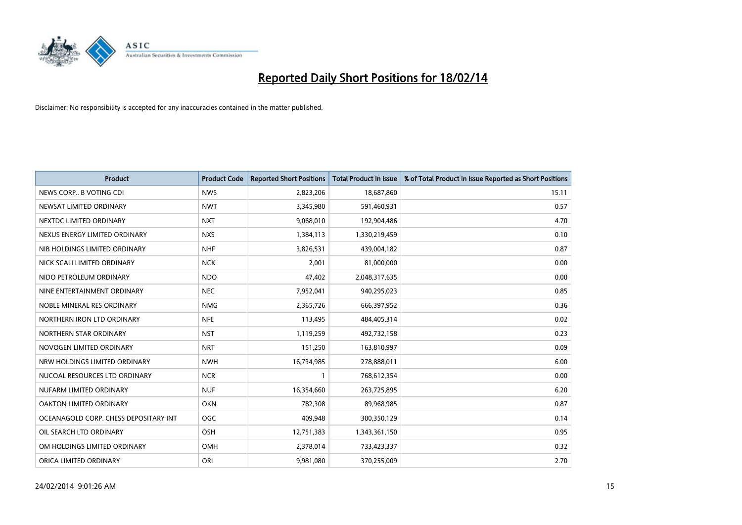# Reported Daily Short Positions for 18/02/14

Disclaimer: No responsibility is accepted for any inaccuracies contained in the matter published.

| Product | Product Code | Reported Short Positions | Total Product in Issue | % of Total Product in Issue Reported as Short Positions |
|---|---|---|---|---|
| NEWS CORP.. B VOTING CDI | NWS | 2,823,206 | 18,687,860 | 15.11 |
| NEWSAT LIMITED ORDINARY | NWT | 3,345,980 | 591,460,931 | 0.57 |
| NEXTDC LIMITED ORDINARY | NXT | 9,068,010 | 192,904,486 | 4.70 |
| NEXUS ENERGY LIMITED ORDINARY | NXS | 1,384,113 | 1,330,219,459 | 0.10 |
| NIB HOLDINGS LIMITED ORDINARY | NHF | 3,826,531 | 439,004,182 | 0.87 |
| NICK SCALI LIMITED ORDINARY | NCK | 2,001 | 81,000,000 | 0.00 |
| NIDO PETROLEUM ORDINARY | NDO | 47,402 | 2,048,317,635 | 0.00 |
| NINE ENTERTAINMENT ORDINARY | NEC | 7,952,041 | 940,295,023 | 0.85 |
| NOBLE MINERAL RES ORDINARY | NMG | 2,365,726 | 666,397,952 | 0.36 |
| NORTHERN IRON LTD ORDINARY | NFE | 113,495 | 484,405,314 | 0.02 |
| NORTHERN STAR ORDINARY | NST | 1,119,259 | 492,732,158 | 0.23 |
| NOVOGEN LIMITED ORDINARY | NRT | 151,250 | 163,810,997 | 0.09 |
| NRW HOLDINGS LIMITED ORDINARY | NWH | 16,734,985 | 278,888,011 | 6.00 |
| NUCOAL RESOURCES LTD ORDINARY | NCR | 1 | 768,612,354 | 0.00 |
| NUFARM LIMITED ORDINARY | NUF | 16,354,660 | 263,725,895 | 6.20 |
| OAKTON LIMITED ORDINARY | OKN | 782,308 | 89,968,985 | 0.87 |
| OCEANAGOLD CORP. CHESS DEPOSITARY INT | OGC | 409,948 | 300,350,129 | 0.14 |
| OIL SEARCH LTD ORDINARY | OSH | 12,751,383 | 1,343,361,150 | 0.95 |
| OM HOLDINGS LIMITED ORDINARY | OMH | 2,378,014 | 733,423,337 | 0.32 |
| ORICA LIMITED ORDINARY | ORI | 9,981,080 | 370,255,009 | 2.70 |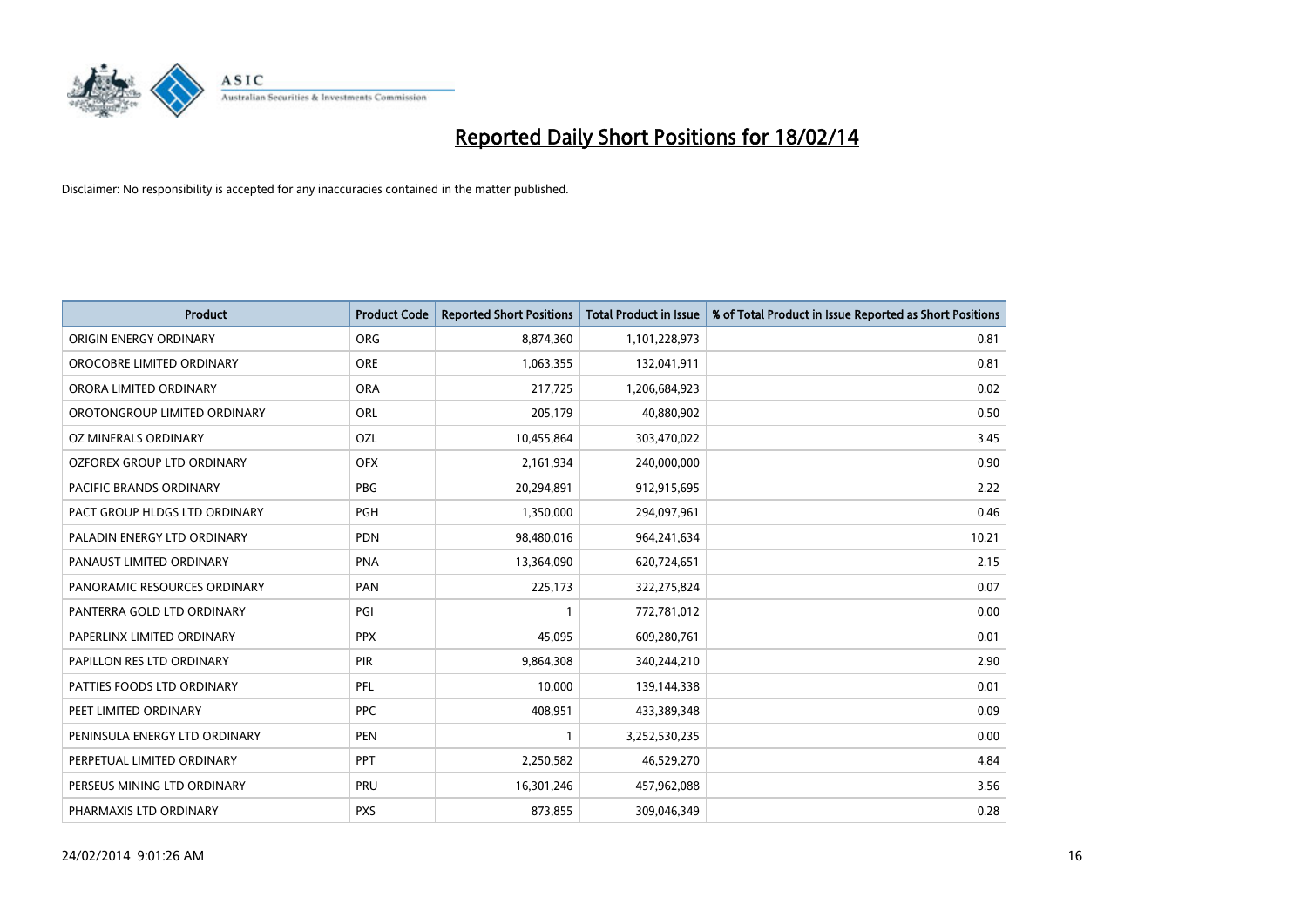# Reported Daily Short Positions for 18/02/14

Disclaimer: No responsibility is accepted for any inaccuracies contained in the matter published.

| Product | Product Code | Reported Short Positions | Total Product in Issue | % of Total Product in Issue Reported as Short Positions |
| --- | --- | --- | --- | --- |
| ORIGIN ENERGY ORDINARY | ORG | 8,874,360 | 1,101,228,973 | 0.81 |
| OROCOBRE LIMITED ORDINARY | ORE | 1,063,355 | 132,041,911 | 0.81 |
| ORORA LIMITED ORDINARY | ORA | 217,725 | 1,206,684,923 | 0.02 |
| OROTONGROUP LIMITED ORDINARY | ORL | 205,179 | 40,880,902 | 0.50 |
| OZ MINERALS ORDINARY | OZL | 10,455,864 | 303,470,022 | 3.45 |
| OZFOREX GROUP LTD ORDINARY | OFX | 2,161,934 | 240,000,000 | 0.90 |
| PACIFIC BRANDS ORDINARY | PBG | 20,294,891 | 912,915,695 | 2.22 |
| PACT GROUP HLDGS LTD ORDINARY | PGH | 1,350,000 | 294,097,961 | 0.46 |
| PALADIN ENERGY LTD ORDINARY | PDN | 98,480,016 | 964,241,634 | 10.21 |
| PANAUST LIMITED ORDINARY | PNA | 13,364,090 | 620,724,651 | 2.15 |
| PANORAMIC RESOURCES ORDINARY | PAN | 225,173 | 322,275,824 | 0.07 |
| PANTERRA GOLD LTD ORDINARY | PGI | 1 | 772,781,012 | 0.00 |
| PAPERLINX LIMITED ORDINARY | PPX | 45,095 | 609,280,761 | 0.01 |
| PAPILLON RES LTD ORDINARY | PIR | 9,864,308 | 340,244,210 | 2.90 |
| PATTIES FOODS LTD ORDINARY | PFL | 10,000 | 139,144,338 | 0.01 |
| PEET LIMITED ORDINARY | PPC | 408,951 | 433,389,348 | 0.09 |
| PENINSULA ENERGY LTD ORDINARY | PEN | 1 | 3,252,530,235 | 0.00 |
| PERPETUAL LIMITED ORDINARY | PPT | 2,250,582 | 46,529,270 | 4.84 |
| PERSEUS MINING LTD ORDINARY | PRU | 16,301,246 | 457,962,088 | 3.56 |
| PHARMAXIS LTD ORDINARY | PXS | 873,855 | 309,046,349 | 0.28 |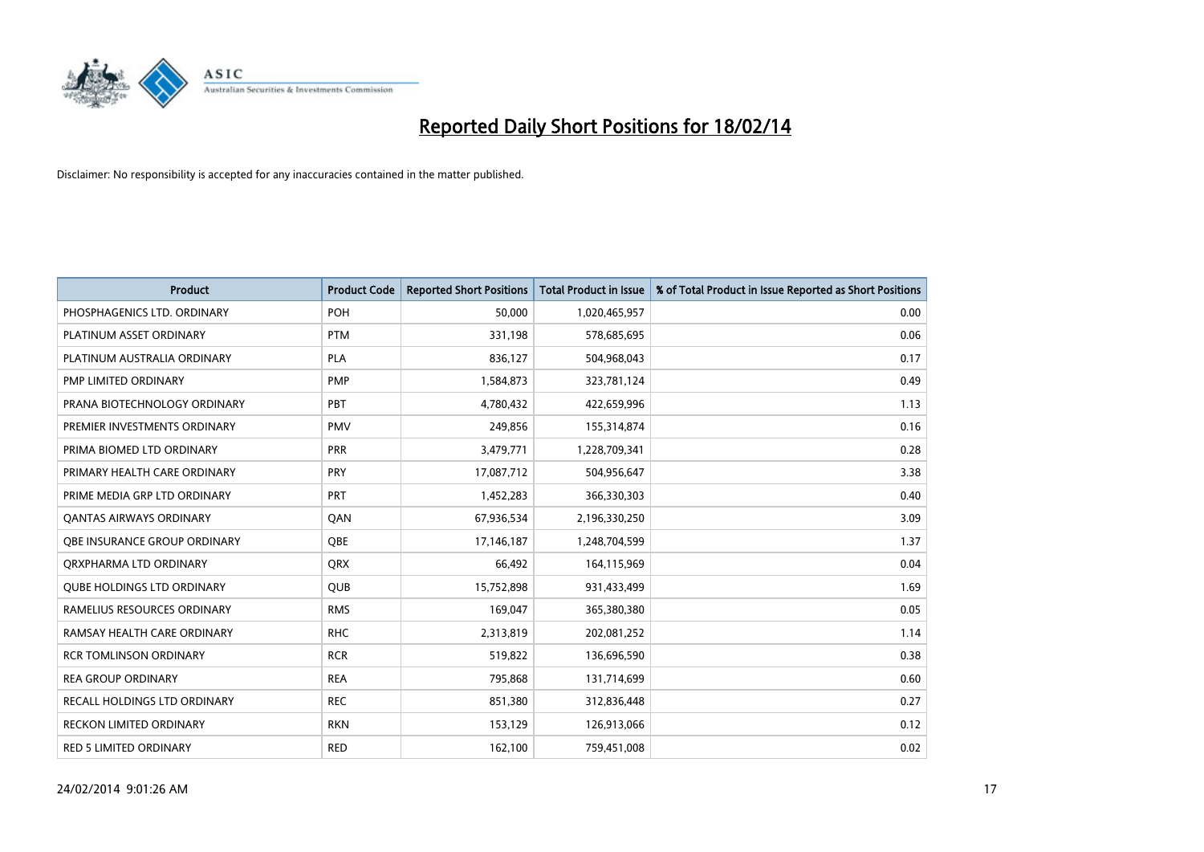# Reported Daily Short Positions for 18/02/14

Disclaimer: No responsibility is accepted for any inaccuracies contained in the matter published.

| Product | Product Code | Reported Short Positions | Total Product in Issue | % of Total Product in Issue Reported as Short Positions |
|---|---|---|---|---|
| PHOSPHAGENICS LTD. ORDINARY | POH | 50,000 | 1,020,465,957 | 0.00 |
| PLATINUM ASSET ORDINARY | PTM | 331,198 | 578,685,695 | 0.06 |
| PLATINUM AUSTRALIA ORDINARY | PLA | 836,127 | 504,968,043 | 0.17 |
| PMP LIMITED ORDINARY | PMP | 1,584,873 | 323,781,124 | 0.49 |
| PRANA BIOTECHNOLOGY ORDINARY | PBT | 4,780,432 | 422,659,996 | 1.13 |
| PREMIER INVESTMENTS ORDINARY | PMV | 249,856 | 155,314,874 | 0.16 |
| PRIMA BIOMED LTD ORDINARY | PRR | 3,479,771 | 1,228,709,341 | 0.28 |
| PRIMARY HEALTH CARE ORDINARY | PRY | 17,087,712 | 504,956,647 | 3.38 |
| PRIME MEDIA GRP LTD ORDINARY | PRT | 1,452,283 | 366,330,303 | 0.40 |
| QANTAS AIRWAYS ORDINARY | QAN | 67,936,534 | 2,196,330,250 | 3.09 |
| QBE INSURANCE GROUP ORDINARY | QBE | 17,146,187 | 1,248,704,599 | 1.37 |
| QRXPHARMA LTD ORDINARY | QRX | 66,492 | 164,115,969 | 0.04 |
| QUBE HOLDINGS LTD ORDINARY | QUB | 15,752,898 | 931,433,499 | 1.69 |
| RAMELIUS RESOURCES ORDINARY | RMS | 169,047 | 365,380,380 | 0.05 |
| RAMSAY HEALTH CARE ORDINARY | RHC | 2,313,819 | 202,081,252 | 1.14 |
| RCR TOMLINSON ORDINARY | RCR | 519,822 | 136,696,590 | 0.38 |
| REA GROUP ORDINARY | REA | 795,868 | 131,714,699 | 0.60 |
| RECALL HOLDINGS LTD ORDINARY | REC | 851,380 | 312,836,448 | 0.27 |
| RECKON LIMITED ORDINARY | RKN | 153,129 | 126,913,066 | 0.12 |
| RED 5 LIMITED ORDINARY | RED | 162,100 | 759,451,008 | 0.02 |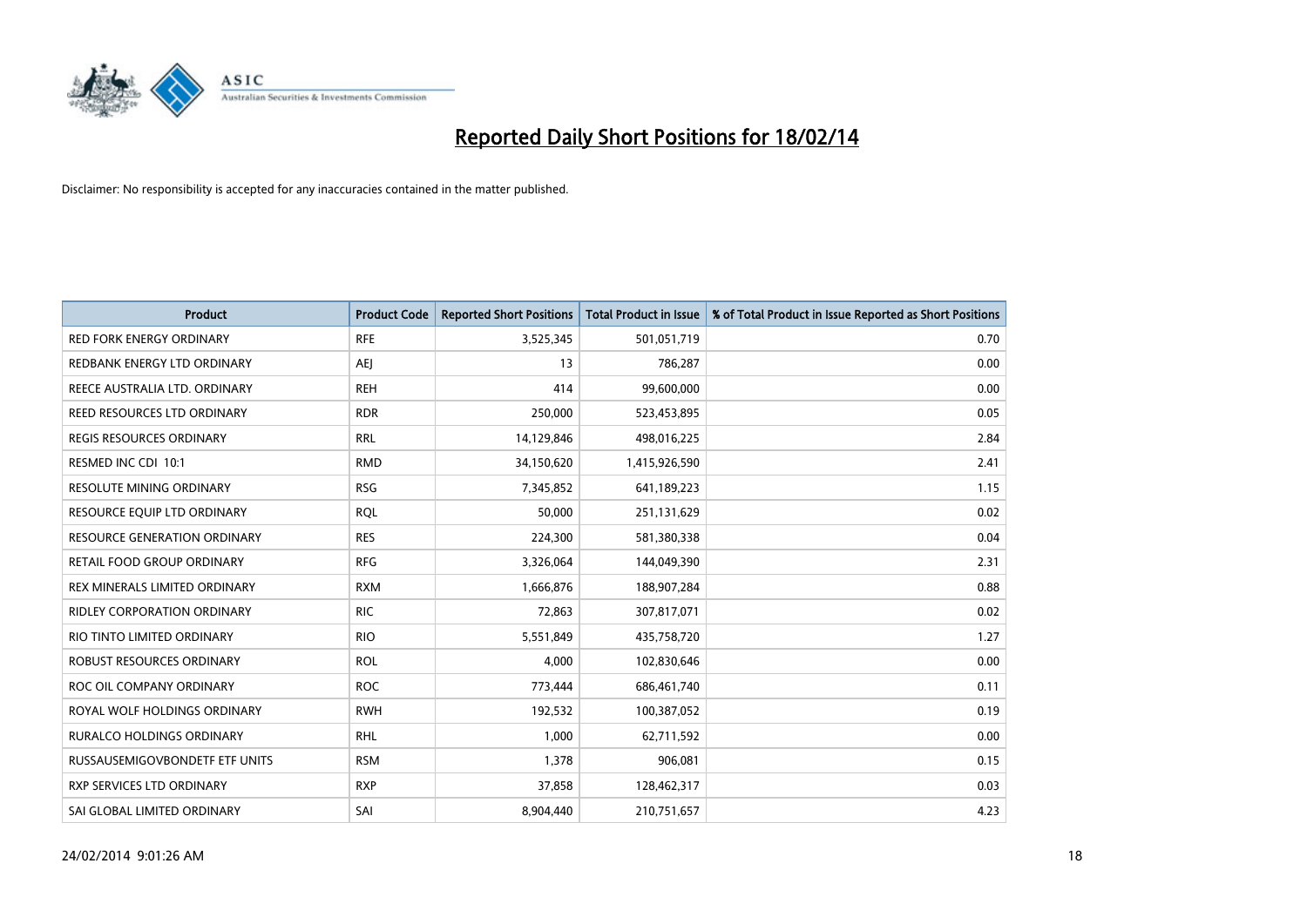# Reported Daily Short Positions for 18/02/14

Disclaimer: No responsibility is accepted for any inaccuracies contained in the matter published.

| Product | Product Code | Reported Short Positions | Total Product in Issue | % of Total Product in Issue Reported as Short Positions |
|---|---|---|---|---|
| RED FORK ENERGY ORDINARY | RFE | 3,525,345 | 501,051,719 | 0.70 |
| REDBANK ENERGY LTD ORDINARY | AEJ | 13 | 786,287 | 0.00 |
| REECE AUSTRALIA LTD. ORDINARY | REH | 414 | 99,600,000 | 0.00 |
| REED RESOURCES LTD ORDINARY | RDR | 250,000 | 523,453,895 | 0.05 |
| REGIS RESOURCES ORDINARY | RRL | 14,129,846 | 498,016,225 | 2.84 |
| RESMED INC CDI 10:1 | RMD | 34,150,620 | 1,415,926,590 | 2.41 |
| RESOLUTE MINING ORDINARY | RSG | 7,345,852 | 641,189,223 | 1.15 |
| RESOURCE EQUIP LTD ORDINARY | RQL | 50,000 | 251,131,629 | 0.02 |
| RESOURCE GENERATION ORDINARY | RES | 224,300 | 581,380,338 | 0.04 |
| RETAIL FOOD GROUP ORDINARY | RFG | 3,326,064 | 144,049,390 | 2.31 |
| REX MINERALS LIMITED ORDINARY | RXM | 1,666,876 | 188,907,284 | 0.88 |
| RIDLEY CORPORATION ORDINARY | RIC | 72,863 | 307,817,071 | 0.02 |
| RIO TINTO LIMITED ORDINARY | RIO | 5,551,849 | 435,758,720 | 1.27 |
| ROBUST RESOURCES ORDINARY | ROL | 4,000 | 102,830,646 | 0.00 |
| ROC OIL COMPANY ORDINARY | ROC | 773,444 | 686,461,740 | 0.11 |
| ROYAL WOLF HOLDINGS ORDINARY | RWH | 192,532 | 100,387,052 | 0.19 |
| RURALCO HOLDINGS ORDINARY | RHL | 1,000 | 62,711,592 | 0.00 |
| RUSSAUSEMIGOVBONDETF ETF UNITS | RSM | 1,378 | 906,081 | 0.15 |
| RXP SERVICES LTD ORDINARY | RXP | 37,858 | 128,462,317 | 0.03 |
| SAI GLOBAL LIMITED ORDINARY | SAI | 8,904,440 | 210,751,657 | 4.23 |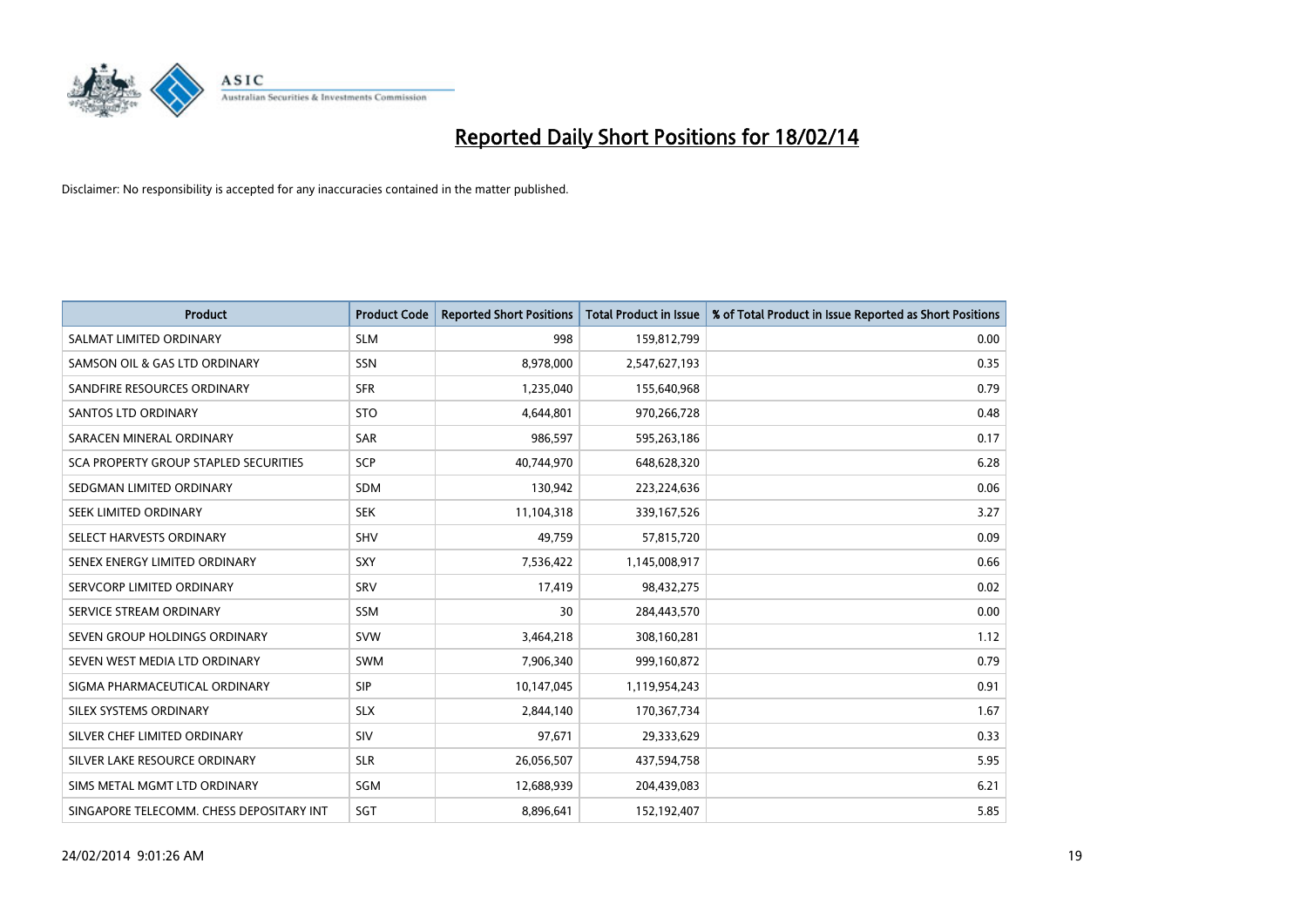# Reported Daily Short Positions for 18/02/14

Disclaimer: No responsibility is accepted for any inaccuracies contained in the matter published.

| Product | Product Code | Reported Short Positions | Total Product in Issue | % of Total Product in Issue Reported as Short Positions |
|---|---|---|---|---|
| SALMAT LIMITED ORDINARY | SLM | 998 | 159,812,799 | 0.00 |
| SAMSON OIL & GAS LTD ORDINARY | SSN | 8,978,000 | 2,547,627,193 | 0.35 |
| SANDFIRE RESOURCES ORDINARY | SFR | 1,235,040 | 155,640,968 | 0.79 |
| SANTOS LTD ORDINARY | STO | 4,644,801 | 970,266,728 | 0.48 |
| SARACEN MINERAL ORDINARY | SAR | 986,597 | 595,263,186 | 0.17 |
| SCA PROPERTY GROUP STAPLED SECURITIES | SCP | 40,744,970 | 648,628,320 | 6.28 |
| SEDGMAN LIMITED ORDINARY | SDM | 130,942 | 223,224,636 | 0.06 |
| SEEK LIMITED ORDINARY | SEK | 11,104,318 | 339,167,526 | 3.27 |
| SELECT HARVESTS ORDINARY | SHV | 49,759 | 57,815,720 | 0.09 |
| SENEX ENERGY LIMITED ORDINARY | SXY | 7,536,422 | 1,145,008,917 | 0.66 |
| SERVCORP LIMITED ORDINARY | SRV | 17,419 | 98,432,275 | 0.02 |
| SERVICE STREAM ORDINARY | SSM | 30 | 284,443,570 | 0.00 |
| SEVEN GROUP HOLDINGS ORDINARY | SVW | 3,464,218 | 308,160,281 | 1.12 |
| SEVEN WEST MEDIA LTD ORDINARY | SWM | 7,906,340 | 999,160,872 | 0.79 |
| SIGMA PHARMACEUTICAL ORDINARY | SIP | 10,147,045 | 1,119,954,243 | 0.91 |
| SILEX SYSTEMS ORDINARY | SLX | 2,844,140 | 170,367,734 | 1.67 |
| SILVER CHEF LIMITED ORDINARY | SIV | 97,671 | 29,333,629 | 0.33 |
| SILVER LAKE RESOURCE ORDINARY | SLR | 26,056,507 | 437,594,758 | 5.95 |
| SIMS METAL MGMT LTD ORDINARY | SGM | 12,688,939 | 204,439,083 | 6.21 |
| SINGAPORE TELECOMM. CHESS DEPOSITARY INT | SGT | 8,896,641 | 152,192,407 | 5.85 |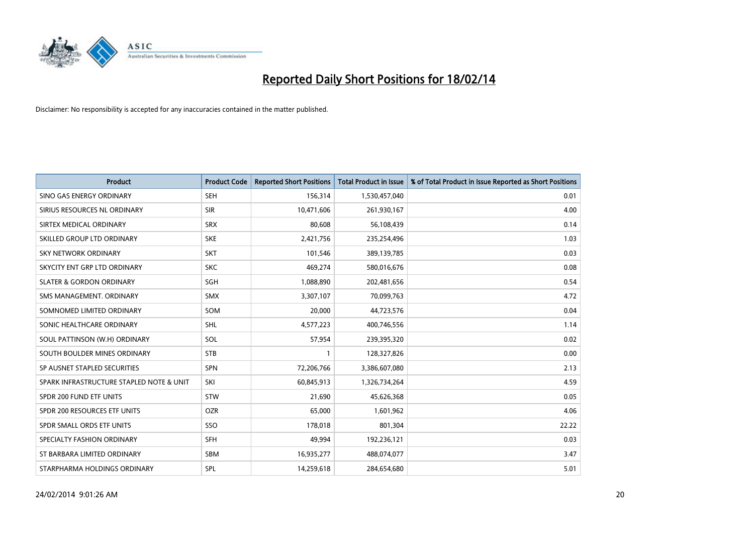# Reported Daily Short Positions for 18/02/14

Disclaimer: No responsibility is accepted for any inaccuracies contained in the matter published.

| Product | Product Code | Reported Short Positions | Total Product in Issue | % of Total Product in Issue Reported as Short Positions |
|---|---|---|---|---|
| SINO GAS ENERGY ORDINARY | SEH | 156,314 | 1,530,457,040 | 0.01 |
| SIRIUS RESOURCES NL ORDINARY | SIR | 10,471,606 | 261,930,167 | 4.00 |
| SIRTEX MEDICAL ORDINARY | SRX | 80,608 | 56,108,439 | 0.14 |
| SKILLED GROUP LTD ORDINARY | SKE | 2,421,756 | 235,254,496 | 1.03 |
| SKY NETWORK ORDINARY | SKT | 101,546 | 389,139,785 | 0.03 |
| SKYCITY ENT GRP LTD ORDINARY | SKC | 469,274 | 580,016,676 | 0.08 |
| SLATER & GORDON ORDINARY | SGH | 1,088,890 | 202,481,656 | 0.54 |
| SMS MANAGEMENT. ORDINARY | SMX | 3,307,107 | 70,099,763 | 4.72 |
| SOMNOMED LIMITED ORDINARY | SOM | 20,000 | 44,723,576 | 0.04 |
| SONIC HEALTHCARE ORDINARY | SHL | 4,577,223 | 400,746,556 | 1.14 |
| SOUL PATTINSON (W.H) ORDINARY | SOL | 57,954 | 239,395,320 | 0.02 |
| SOUTH BOULDER MINES ORDINARY | STB | 1 | 128,327,826 | 0.00 |
| SP AUSNET STAPLED SECURITIES | SPN | 72,206,766 | 3,386,607,080 | 2.13 |
| SPARK INFRASTRUCTURE STAPLED NOTE & UNIT | SKI | 60,845,913 | 1,326,734,264 | 4.59 |
| SPDR 200 FUND ETF UNITS | STW | 21,690 | 45,626,368 | 0.05 |
| SPDR 200 RESOURCES ETF UNITS | OZR | 65,000 | 1,601,962 | 4.06 |
| SPDR SMALL ORDS ETF UNITS | SSO | 178,018 | 801,304 | 22.22 |
| SPECIALTY FASHION ORDINARY | SFH | 49,994 | 192,236,121 | 0.03 |
| ST BARBARA LIMITED ORDINARY | SBM | 16,935,277 | 488,074,077 | 3.47 |
| STARPHARMA HOLDINGS ORDINARY | SPL | 14,259,618 | 284,654,680 | 5.01 |

24/02/2014 9:01:26 AM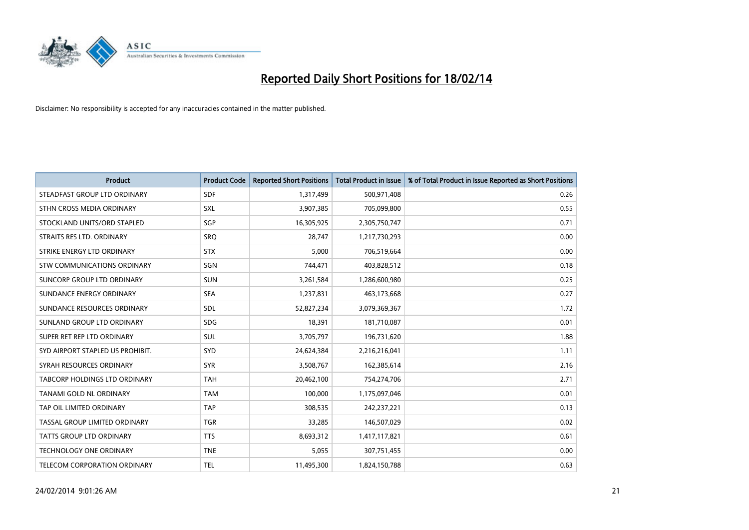# Reported Daily Short Positions for 18/02/14

Disclaimer: No responsibility is accepted for any inaccuracies contained in the matter published.

| Product | Product Code | Reported Short Positions | Total Product in Issue | % of Total Product in Issue Reported as Short Positions |
|---|---|---|---|---|
| STEADFAST GROUP LTD ORDINARY | SDF | 1,317,499 | 500,971,408 | 0.26 |
| STHN CROSS MEDIA ORDINARY | SXL | 3,907,385 | 705,099,800 | 0.55 |
| STOCKLAND UNITS/ORD STAPLED | SGP | 16,305,925 | 2,305,750,747 | 0.71 |
| STRAITS RES LTD. ORDINARY | SRQ | 28,747 | 1,217,730,293 | 0.00 |
| STRIKE ENERGY LTD ORDINARY | STX | 5,000 | 706,519,664 | 0.00 |
| STW COMMUNICATIONS ORDINARY | SGN | 744,471 | 403,828,512 | 0.18 |
| SUNCORP GROUP LTD ORDINARY | SUN | 3,261,584 | 1,286,600,980 | 0.25 |
| SUNDANCE ENERGY ORDINARY | SEA | 1,237,831 | 463,173,668 | 0.27 |
| SUNDANCE RESOURCES ORDINARY | SDL | 52,827,234 | 3,079,369,367 | 1.72 |
| SUNLAND GROUP LTD ORDINARY | SDG | 18,391 | 181,710,087 | 0.01 |
| SUPER RET REP LTD ORDINARY | SUL | 3,705,797 | 196,731,620 | 1.88 |
| SYD AIRPORT STAPLED US PROHIBIT. | SYD | 24,624,384 | 2,216,216,041 | 1.11 |
| SYRAH RESOURCES ORDINARY | SYR | 3,508,767 | 162,385,614 | 2.16 |
| TABCORP HOLDINGS LTD ORDINARY | TAH | 20,462,100 | 754,274,706 | 2.71 |
| TANAMI GOLD NL ORDINARY | TAM | 100,000 | 1,175,097,046 | 0.01 |
| TAP OIL LIMITED ORDINARY | TAP | 308,535 | 242,237,221 | 0.13 |
| TASSAL GROUP LIMITED ORDINARY | TGR | 33,285 | 146,507,029 | 0.02 |
| TATTS GROUP LTD ORDINARY | TTS | 8,693,312 | 1,417,117,821 | 0.61 |
| TECHNOLOGY ONE ORDINARY | TNE | 5,055 | 307,751,455 | 0.00 |
| TELECOM CORPORATION ORDINARY | TEL | 11,495,300 | 1,824,150,788 | 0.63 |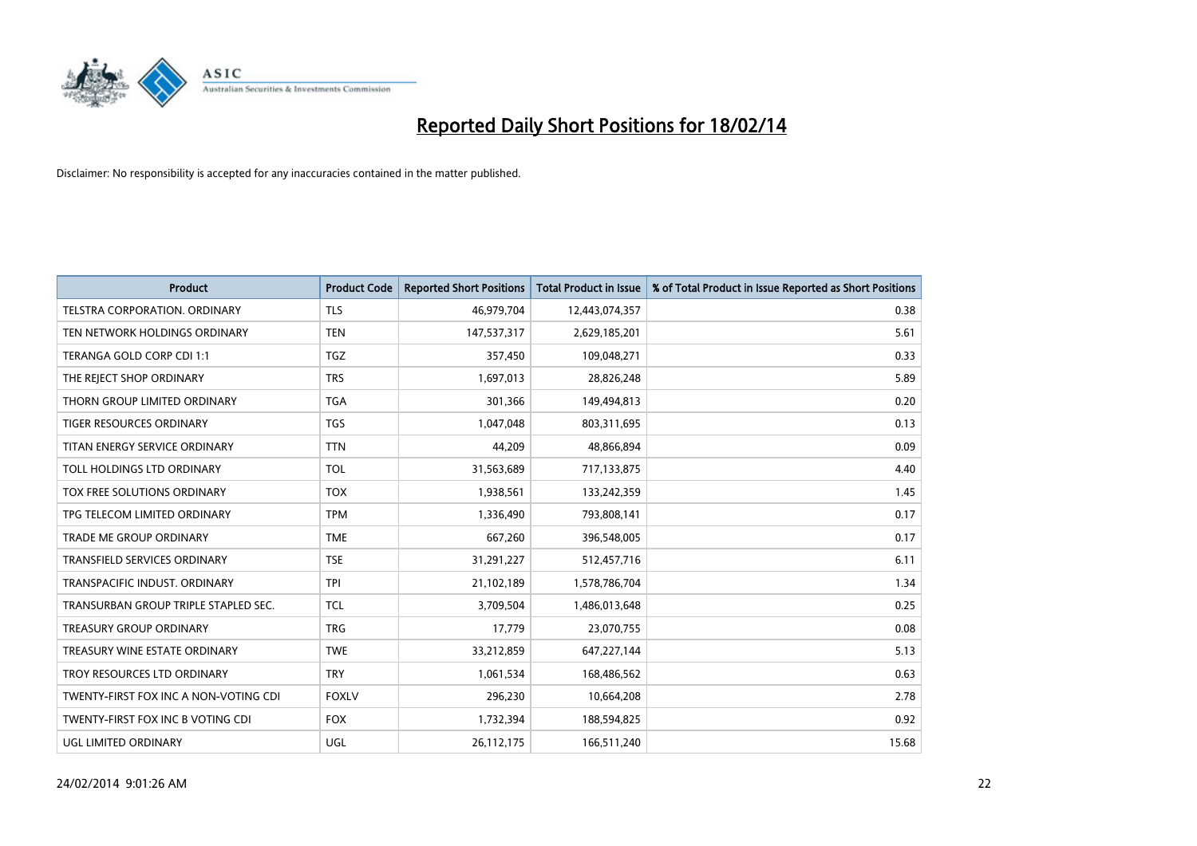# Reported Daily Short Positions for 18/02/14

Disclaimer: No responsibility is accepted for any inaccuracies contained in the matter published.

| Product | Product Code | Reported Short Positions | Total Product in Issue | % of Total Product in Issue Reported as Short Positions |
|---|---|---|---|---|
| TELSTRA CORPORATION. ORDINARY | TLS | 46,979,704 | 12,443,074,357 | 0.38 |
| TEN NETWORK HOLDINGS ORDINARY | TEN | 147,537,317 | 2,629,185,201 | 5.61 |
| TERANGA GOLD CORP CDI 1:1 | TGZ | 357,450 | 109,048,271 | 0.33 |
| THE REJECT SHOP ORDINARY | TRS | 1,697,013 | 28,826,248 | 5.89 |
| THORN GROUP LIMITED ORDINARY | TGA | 301,366 | 149,494,813 | 0.20 |
| TIGER RESOURCES ORDINARY | TGS | 1,047,048 | 803,311,695 | 0.13 |
| TITAN ENERGY SERVICE ORDINARY | TTN | 44,209 | 48,866,894 | 0.09 |
| TOLL HOLDINGS LTD ORDINARY | TOL | 31,563,689 | 717,133,875 | 4.40 |
| TOX FREE SOLUTIONS ORDINARY | TOX | 1,938,561 | 133,242,359 | 1.45 |
| TPG TELECOM LIMITED ORDINARY | TPM | 1,336,490 | 793,808,141 | 0.17 |
| TRADE ME GROUP ORDINARY | TME | 667,260 | 396,548,005 | 0.17 |
| TRANSFIELD SERVICES ORDINARY | TSE | 31,291,227 | 512,457,716 | 6.11 |
| TRANSPACIFIC INDUST. ORDINARY | TPI | 21,102,189 | 1,578,786,704 | 1.34 |
| TRANSURBAN GROUP TRIPLE STAPLED SEC. | TCL | 3,709,504 | 1,486,013,648 | 0.25 |
| TREASURY GROUP ORDINARY | TRG | 17,779 | 23,070,755 | 0.08 |
| TREASURY WINE ESTATE ORDINARY | TWE | 33,212,859 | 647,227,144 | 5.13 |
| TROY RESOURCES LTD ORDINARY | TRY | 1,061,534 | 168,486,562 | 0.63 |
| TWENTY-FIRST FOX INC A NON-VOTING CDI | FOXLV | 296,230 | 10,664,208 | 2.78 |
| TWENTY-FIRST FOX INC B VOTING CDI | FOX | 1,732,394 | 188,594,825 | 0.92 |
| UGL LIMITED ORDINARY | UGL | 26,112,175 | 166,511,240 | 15.68 |

24/02/2014 9:01:26 AM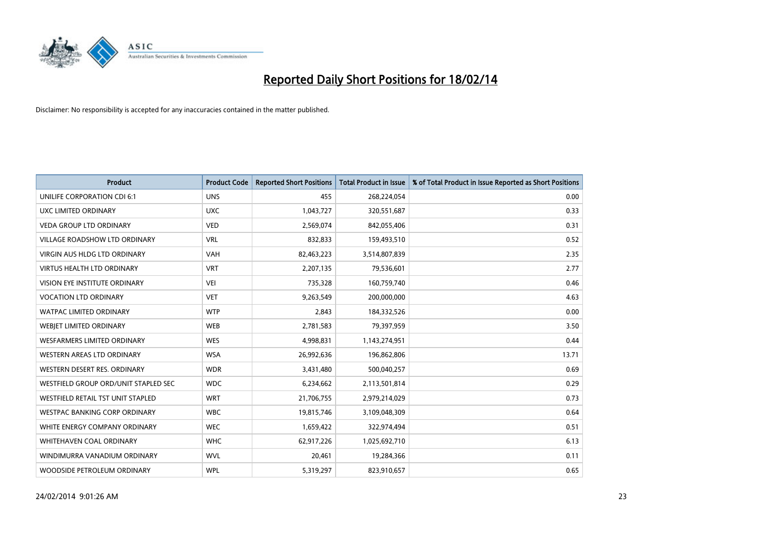# Reported Daily Short Positions for 18/02/14

Disclaimer: No responsibility is accepted for any inaccuracies contained in the matter published.

| Product | Product Code | Reported Short Positions | Total Product in Issue | % of Total Product in Issue Reported as Short Positions |
|---|---|---|---|---|
| UNILIFE CORPORATION CDI 6:1 | UNS | 455 | 268,224,054 | 0.00 |
| UXC LIMITED ORDINARY | UXC | 1,043,727 | 320,551,687 | 0.33 |
| VEDA GROUP LTD ORDINARY | VED | 2,569,074 | 842,055,406 | 0.31 |
| VILLAGE ROADSHOW LTD ORDINARY | VRL | 832,833 | 159,493,510 | 0.52 |
| VIRGIN AUS HLDG LTD ORDINARY | VAH | 82,463,223 | 3,514,807,839 | 2.35 |
| VIRTUS HEALTH LTD ORDINARY | VRT | 2,207,135 | 79,536,601 | 2.77 |
| VISION EYE INSTITUTE ORDINARY | VEI | 735,328 | 160,759,740 | 0.46 |
| VOCATION LTD ORDINARY | VET | 9,263,549 | 200,000,000 | 4.63 |
| WATPAC LIMITED ORDINARY | WTP | 2,843 | 184,332,526 | 0.00 |
| WEBJET LIMITED ORDINARY | WEB | 2,781,583 | 79,397,959 | 3.50 |
| WESFARMERS LIMITED ORDINARY | WES | 4,998,831 | 1,143,274,951 | 0.44 |
| WESTERN AREAS LTD ORDINARY | WSA | 26,992,636 | 196,862,806 | 13.71 |
| WESTERN DESERT RES. ORDINARY | WDR | 3,431,480 | 500,040,257 | 0.69 |
| WESTFIELD GROUP ORD/UNIT STAPLED SEC | WDC | 6,234,662 | 2,113,501,814 | 0.29 |
| WESTFIELD RETAIL TST UNIT STAPLED | WRT | 21,706,755 | 2,979,214,029 | 0.73 |
| WESTPAC BANKING CORP ORDINARY | WBC | 19,815,746 | 3,109,048,309 | 0.64 |
| WHITE ENERGY COMPANY ORDINARY | WEC | 1,659,422 | 322,974,494 | 0.51 |
| WHITEHAVEN COAL ORDINARY | WHC | 62,917,226 | 1,025,692,710 | 6.13 |
| WINDIMURRA VANADIUM ORDINARY | WVL | 20,461 | 19,284,366 | 0.11 |
| WOODSIDE PETROLEUM ORDINARY | WPL | 5,319,297 | 823,910,657 | 0.65 |

24/02/2014 9:01:26 AM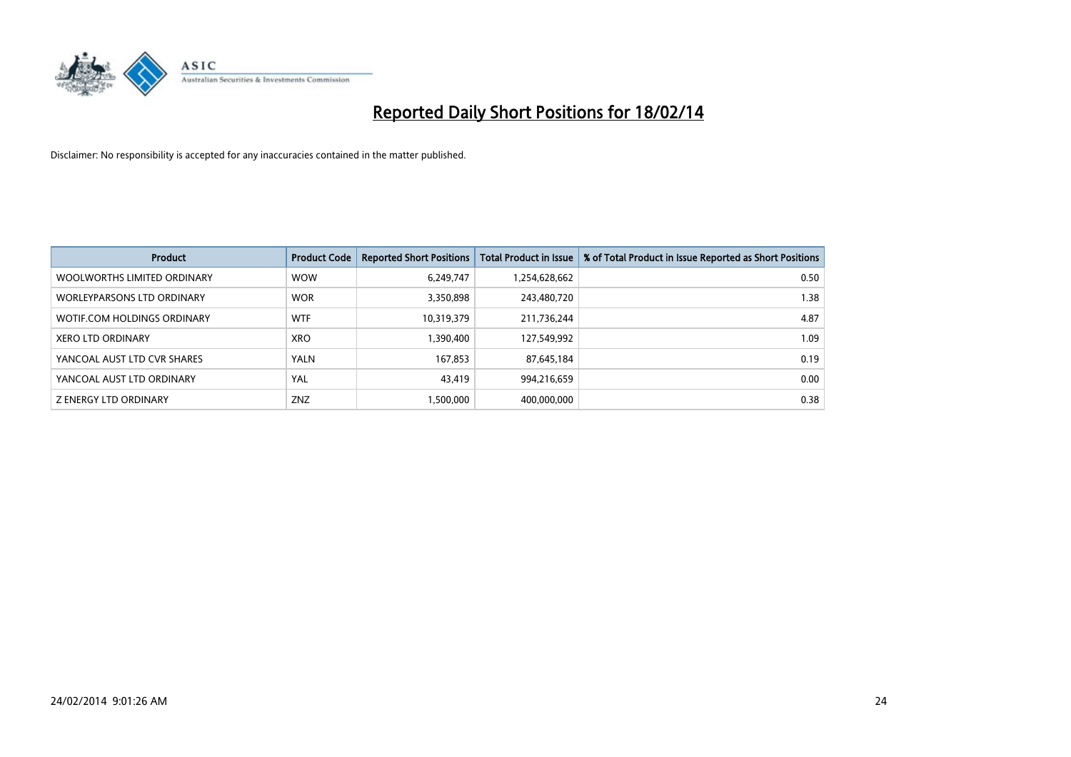# Reported Daily Short Positions for 18/02/14

Disclaimer: No responsibility is accepted for any inaccuracies contained in the matter published.

| Product | Product Code | Reported Short Positions | Total Product in Issue | % of Total Product in Issue Reported as Short Positions |
|---|---|---|---|---|
| WOOLWORTHS LIMITED ORDINARY | WOW | 6,249,747 | 1,254,628,662 | 0.50 |
| WORLEYPARSONS LTD ORDINARY | WOR | 3,350,898 | 243,480,720 | 1.38 |
| WOTIF.COM HOLDINGS ORDINARY | WTF | 10,319,379 | 211,736,244 | 4.87 |
| XERO LTD ORDINARY | XRO | 1,390,400 | 127,549,992 | 1.09 |
| YANCOAL AUST LTD CVR SHARES | YALN | 167,853 | 87,645,184 | 0.19 |
| YANCOAL AUST LTD ORDINARY | YAL | 43,419 | 994,216,659 | 0.00 |
| Z ENERGY LTD ORDINARY | ZNZ | 1,500,000 | 400,000,000 | 0.38 |

24/02/2014 9:01:26 AM